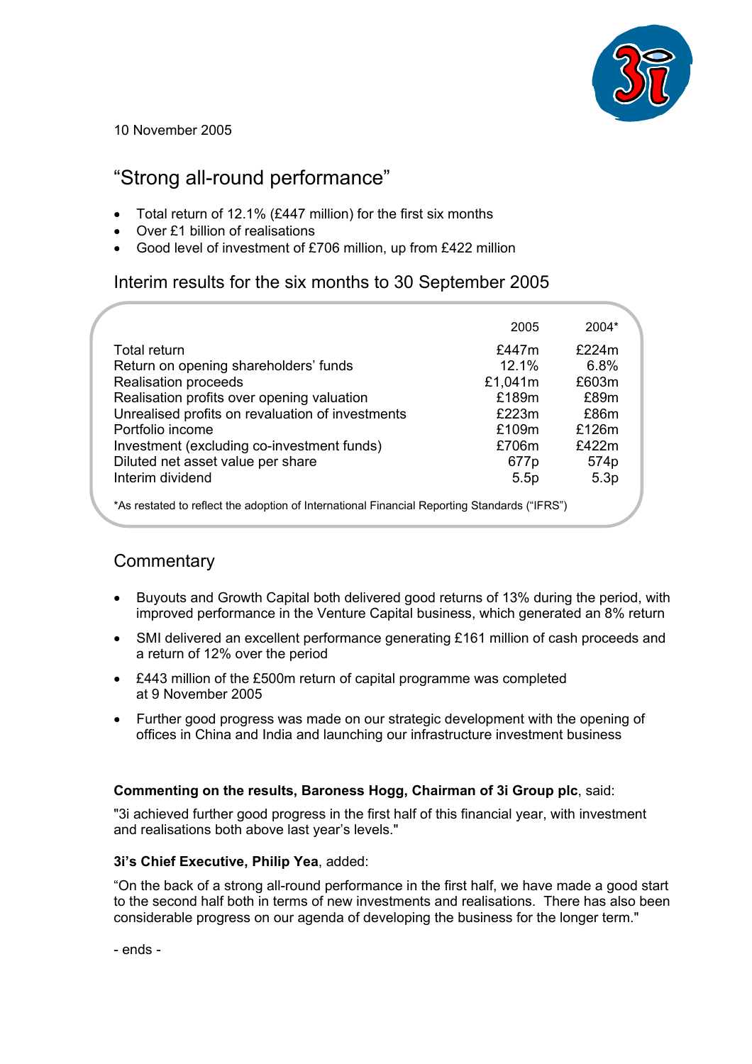10 November 2005

# "Strong all-round performance"

- Total return of 12.1% (£447 million) for the first six months
- Over £1 billion of realisations
- Good level of investment of £706 million, up from £422 million

## Interim results for the six months to 30 September 2005

| | 2005 | 2004* |
|---|---|---|
| Total return | £447m | £224m |
| Return on opening shareholders' funds | 12.1% | 6.8% |
| Realisation proceeds | £1,041m | £603m |
| Realisation profits over opening valuation | £189m | £89m |
| Unrealised profits on revaluation of investments | £223m | £86m |
| Portfolio income | £109m | £126m |
| Investment (excluding co-investment funds) | £706m | £422m |
| Diluted net asset value per share | 677p | 574p |
| Interim dividend | 5.5p | 5.3p |

*As restated to reflect the adoption of International Financial Reporting Standards ("IFRS")

## Commentary

- Buyouts and Growth Capital both delivered good returns of 13% during the period, with improved performance in the Venture Capital business, which generated an 8% return
- SMI delivered an excellent performance generating £161 million of cash proceeds and a return of 12% over the period
- £443 million of the £500m return of capital programme was completed at 9 November 2005
- Further good progress was made on our strategic development with the opening of offices in China and India and launching our infrastructure investment business

**Commenting on the results, Baroness Hogg, Chairman of 3i Group plc**, said:

"3i achieved further good progress in the first half of this financial year, with investment and realisations both above last year's levels."

**3i's Chief Executive, Philip Yea**, added:

"On the back of a strong all-round performance in the first half, we have made a good start to the second half both in terms of new investments and realisations. There has also been considerable progress on our agenda of developing the business for the longer term."

- ends -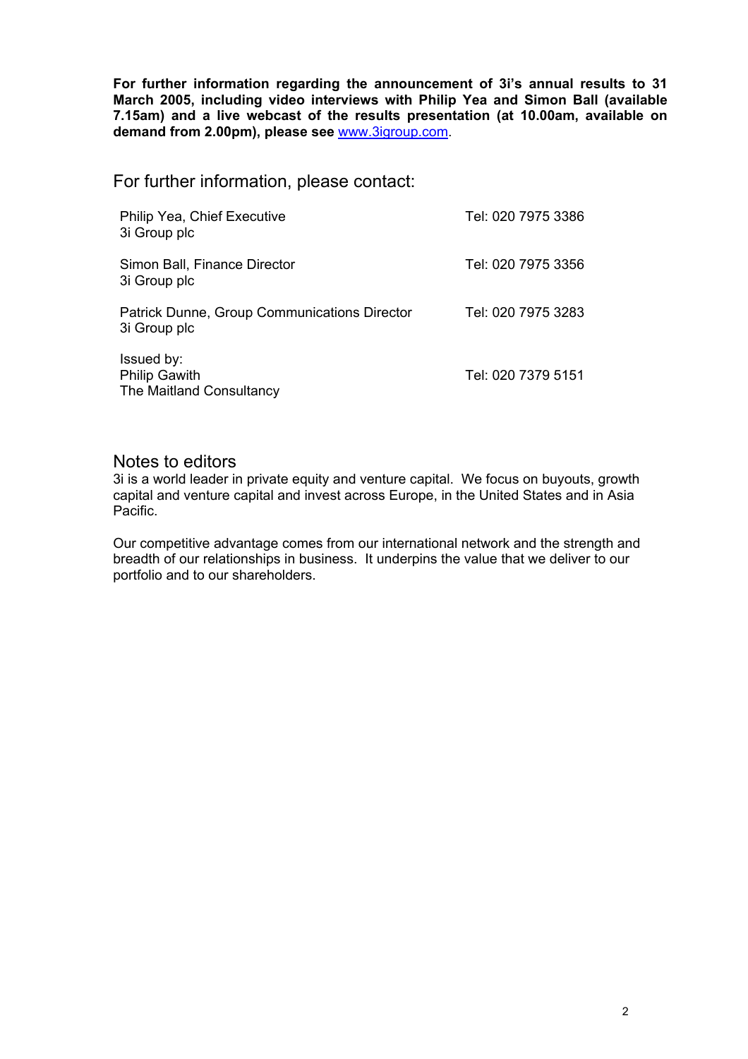**For further information regarding the announcement of 3i's annual results to 31 March 2005, including video interviews with Philip Yea and Simon Ball (available 7.15am) and a live webcast of the results presentation (at 10.00am, available on demand from 2.00pm), please see** www.3igroup.com.

## For further information, please contact:

| | |
|---|---|
| Philip Yea, Chief Executive<br>3i Group plc | Tel: 020 7975 3386 |
| Simon Ball, Finance Director<br>3i Group plc | Tel: 020 7975 3356 |
| Patrick Dunne, Group Communications Director<br>3i Group plc | Tel: 020 7975 3283 |
| Issued by:<br>Philip Gawith<br>The Maitland Consultancy | Tel: 020 7379 5151 |

## Notes to editors

3i is a world leader in private equity and venture capital. We focus on buyouts, growth capital and venture capital and invest across Europe, in the United States and in Asia Pacific.

Our competitive advantage comes from our international network and the strength and breadth of our relationships in business. It underpins the value that we deliver to our portfolio and to our shareholders.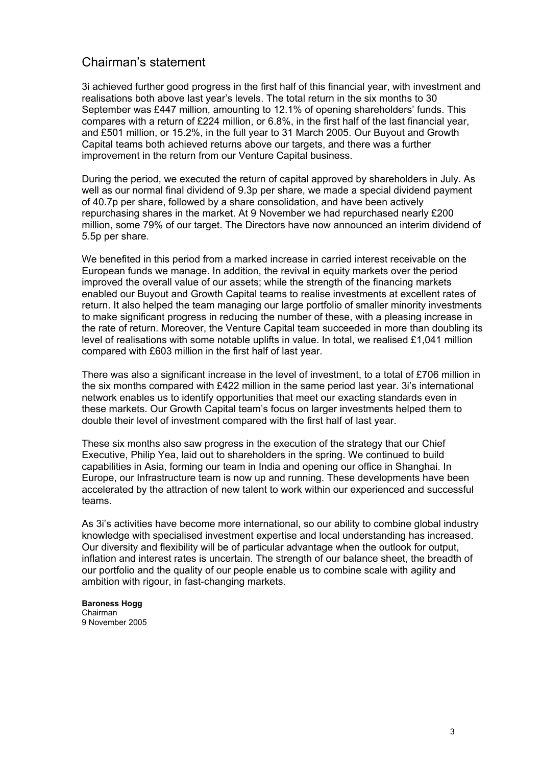# Chairman's statement

3i achieved further good progress in the first half of this financial year, with investment and realisations both above last year's levels. The total return in the six months to 30 September was £447 million, amounting to 12.1% of opening shareholders' funds. This compares with a return of £224 million, or 6.8%, in the first half of the last financial year, and £501 million, or 15.2%, in the full year to 31 March 2005. Our Buyout and Growth Capital teams both achieved returns above our targets, and there was a further improvement in the return from our Venture Capital business.

During the period, we executed the return of capital approved by shareholders in July. As well as our normal final dividend of 9.3p per share, we made a special dividend payment of 40.7p per share, followed by a share consolidation, and have been actively repurchasing shares in the market. At 9 November we had repurchased nearly £200 million, some 79% of our target. The Directors have now announced an interim dividend of 5.5p per share.

We benefited in this period from a marked increase in carried interest receivable on the European funds we manage. In addition, the revival in equity markets over the period improved the overall value of our assets; while the strength of the financing markets enabled our Buyout and Growth Capital teams to realise investments at excellent rates of return. It also helped the team managing our large portfolio of smaller minority investments to make significant progress in reducing the number of these, with a pleasing increase in the rate of return. Moreover, the Venture Capital team succeeded in more than doubling its level of realisations with some notable uplifts in value. In total, we realised £1,041 million compared with £603 million in the first half of last year.

There was also a significant increase in the level of investment, to a total of £706 million in the six months compared with £422 million in the same period last year. 3i's international network enables us to identify opportunities that meet our exacting standards even in these markets. Our Growth Capital team's focus on larger investments helped them to double their level of investment compared with the first half of last year.

These six months also saw progress in the execution of the strategy that our Chief Executive, Philip Yea, laid out to shareholders in the spring. We continued to build capabilities in Asia, forming our team in India and opening our office in Shanghai. In Europe, our Infrastructure team is now up and running. These developments have been accelerated by the attraction of new talent to work within our experienced and successful teams.

As 3i's activities have become more international, so our ability to combine global industry knowledge with specialised investment expertise and local understanding has increased. Our diversity and flexibility will be of particular advantage when the outlook for output, inflation and interest rates is uncertain. The strength of our balance sheet, the breadth of our portfolio and the quality of our people enable us to combine scale with agility and ambition with rigour, in fast-changing markets.

**Baroness Hogg**
Chairman
9 November 2005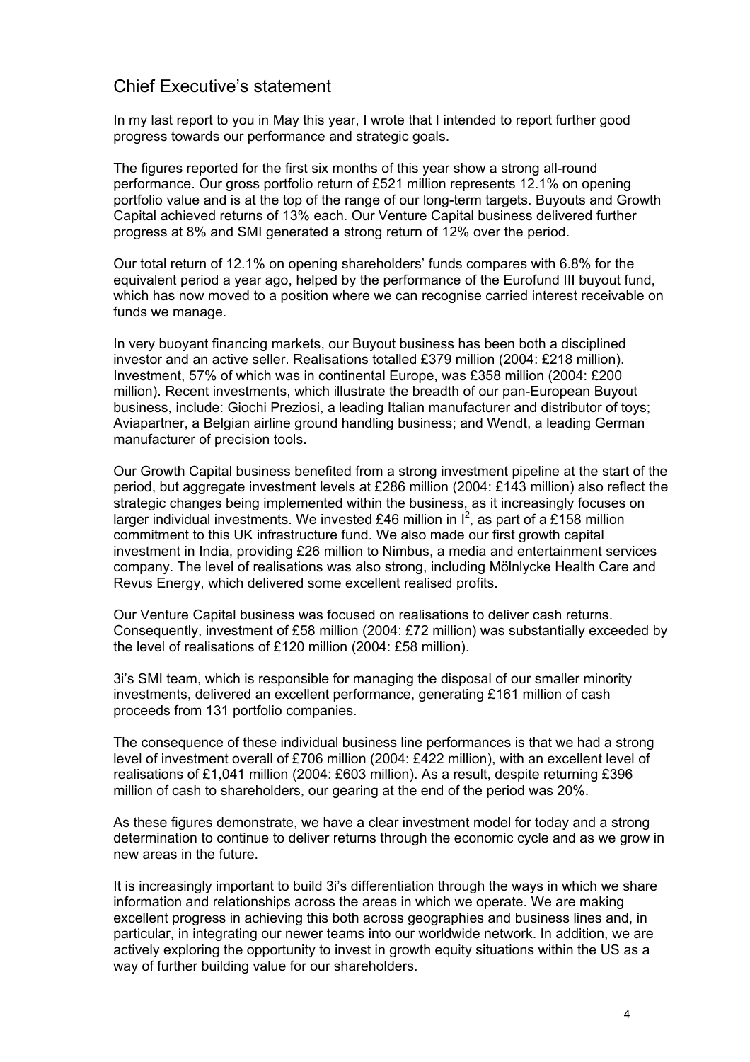## Chief Executive's statement

In my last report to you in May this year, I wrote that I intended to report further good progress towards our performance and strategic goals.

The figures reported for the first six months of this year show a strong all-round performance. Our gross portfolio return of £521 million represents 12.1% on opening portfolio value and is at the top of the range of our long-term targets. Buyouts and Growth Capital achieved returns of 13% each. Our Venture Capital business delivered further progress at 8% and SMI generated a strong return of 12% over the period.

Our total return of 12.1% on opening shareholders' funds compares with 6.8% for the equivalent period a year ago, helped by the performance of the Eurofund III buyout fund, which has now moved to a position where we can recognise carried interest receivable on funds we manage.

In very buoyant financing markets, our Buyout business has been both a disciplined investor and an active seller. Realisations totalled £379 million (2004: £218 million). Investment, 57% of which was in continental Europe, was £358 million (2004: £200 million). Recent investments, which illustrate the breadth of our pan-European Buyout business, include: Giochi Preziosi, a leading Italian manufacturer and distributor of toys; Aviapartner, a Belgian airline ground handling business; and Wendt, a leading German manufacturer of precision tools.

Our Growth Capital business benefited from a strong investment pipeline at the start of the period, but aggregate investment levels at £286 million (2004: £143 million) also reflect the strategic changes being implemented within the business, as it increasingly focuses on larger individual investments. We invested £46 million in I$^2$, as part of a £158 million commitment to this UK infrastructure fund. We also made our first growth capital investment in India, providing £26 million to Nimbus, a media and entertainment services company. The level of realisations was also strong, including Mölnlycke Health Care and Revus Energy, which delivered some excellent realised profits.

Our Venture Capital business was focused on realisations to deliver cash returns. Consequently, investment of £58 million (2004: £72 million) was substantially exceeded by the level of realisations of £120 million (2004: £58 million).

3i's SMI team, which is responsible for managing the disposal of our smaller minority investments, delivered an excellent performance, generating £161 million of cash proceeds from 131 portfolio companies.

The consequence of these individual business line performances is that we had a strong level of investment overall of £706 million (2004: £422 million), with an excellent level of realisations of £1,041 million (2004: £603 million). As a result, despite returning £396 million of cash to shareholders, our gearing at the end of the period was 20%.

As these figures demonstrate, we have a clear investment model for today and a strong determination to continue to deliver returns through the economic cycle and as we grow in new areas in the future.

It is increasingly important to build 3i's differentiation through the ways in which we share information and relationships across the areas in which we operate. We are making excellent progress in achieving this both across geographies and business lines and, in particular, in integrating our newer teams into our worldwide network. In addition, we are actively exploring the opportunity to invest in growth equity situations within the US as a way of further building value for our shareholders.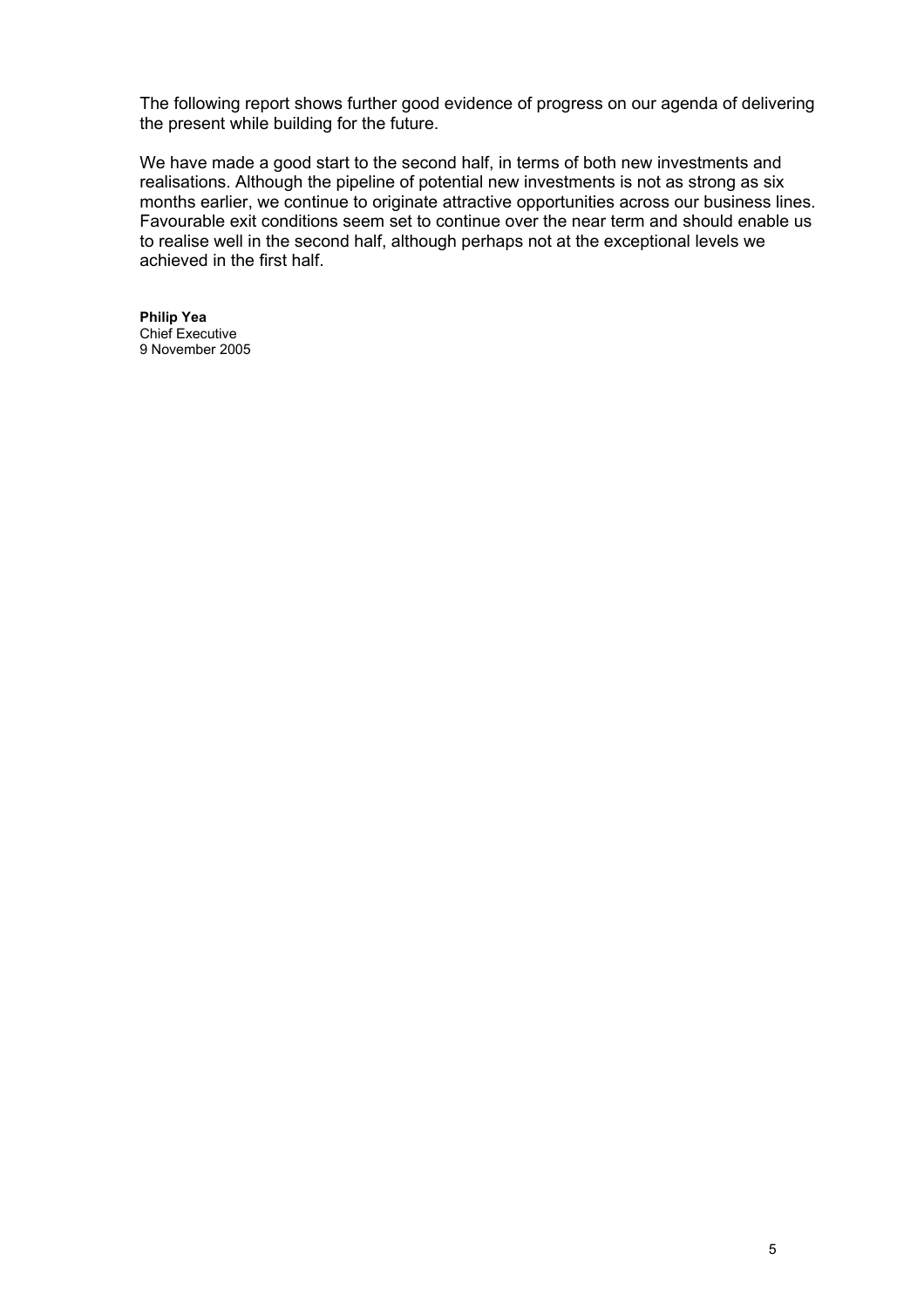The following report shows further good evidence of progress on our agenda of delivering the present while building for the future.

We have made a good start to the second half, in terms of both new investments and realisations. Although the pipeline of potential new investments is not as strong as six months earlier, we continue to originate attractive opportunities across our business lines. Favourable exit conditions seem set to continue over the near term and should enable us to realise well in the second half, although perhaps not at the exceptional levels we achieved in the first half.

**Philip Yea**
Chief Executive
9 November 2005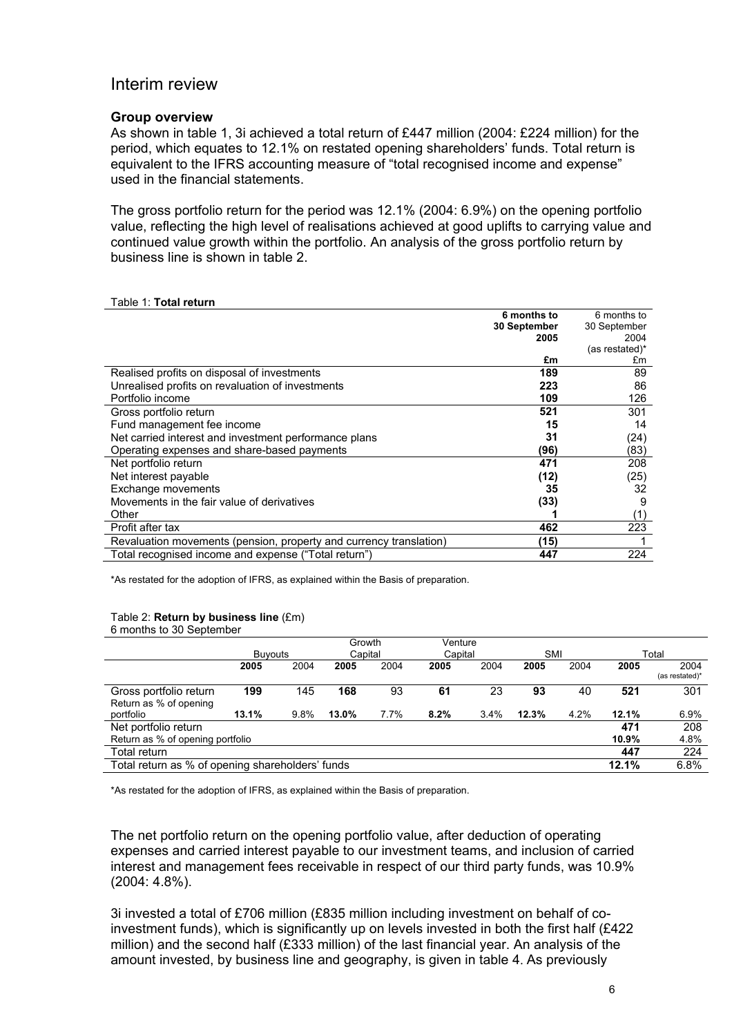# Interim review

### Group overview

As shown in table 1, 3i achieved a total return of £447 million (2004: £224 million) for the period, which equates to 12.1% on restated opening shareholders' funds. Total return is equivalent to the IFRS accounting measure of "total recognised income and expense" used in the financial statements.

The gross portfolio return for the period was 12.1% (2004: 6.9%) on the opening portfolio value, reflecting the high level of realisations achieved at good uplifts to carrying value and continued value growth within the portfolio. An analysis of the gross portfolio return by business line is shown in table 2.

Table 1: **Total return**

| | **6 months to 30 September 2005 £m** | 6 months to 30 September 2004 (as restated)* £m |
|---|---|---|
| Realised profits on disposal of investments | **189** | 89 |
| Unrealised profits on revaluation of investments | **223** | 86 |
| Portfolio income | **109** | 126 |
| Gross portfolio return | **521** | 301 |
| Fund management fee income | **15** | 14 |
| Net carried interest and investment performance plans | **31** | (24) |
| Operating expenses and share-based payments | **(96)** | (83) |
| Net portfolio return | **471** | 208 |
| Net interest payable | **(12)** | (25) |
| Exchange movements | **35** | 32 |
| Movements in the fair value of derivatives | **(33)** | 9 |
| Other | **1** | (1) |
| Profit after tax | **462** | 223 |
| Revaluation movements (pension, property and currency translation) | **(15)** | 1 |
| Total recognised income and expense ("Total return") | **447** | 224 |

*As restated for the adoption of IFRS, as explained within the Basis of preparation.

Table 2: **Return by business line** (£m)
6 months to 30 September

| | Buyouts | | Growth Capital | | Venture Capital | | SMI | | Total | |
|---|---|---|---|---|---|---|---|---|---|---|
| | **2005** | 2004 | **2005** | 2004 | **2005** | 2004 | **2005** | 2004 | **2005** | 2004 (as restated)* |
| Gross portfolio return | **199** | 145 | **168** | 93 | **61** | 23 | **93** | 40 | **521** | 301 |
| Return as % of opening portfolio | **13.1%** | 9.8% | **13.0%** | 7.7% | **8.2%** | 3.4% | **12.3%** | 4.2% | **12.1%** | 6.9% |
| Net portfolio return | | | | | | | | | **471** | 208 |
| Return as % of opening portfolio | | | | | | | | | **10.9%** | 4.8% |
| Total return | | | | | | | | | **447** | 224 |
| Total return as % of opening shareholders' funds | | | | | | | | | **12.1%** | 6.8% |

*As restated for the adoption of IFRS, as explained within the Basis of preparation.

The net portfolio return on the opening portfolio value, after deduction of operating expenses and carried interest payable to our investment teams, and inclusion of carried interest and management fees receivable in respect of our third party funds, was 10.9% (2004: 4.8%).

3i invested a total of £706 million (£835 million including investment on behalf of co-investment funds), which is significantly up on levels invested in both the first half (£422 million) and the second half (£333 million) of the last financial year. An analysis of the amount invested, by business line and geography, is given in table 4. As previously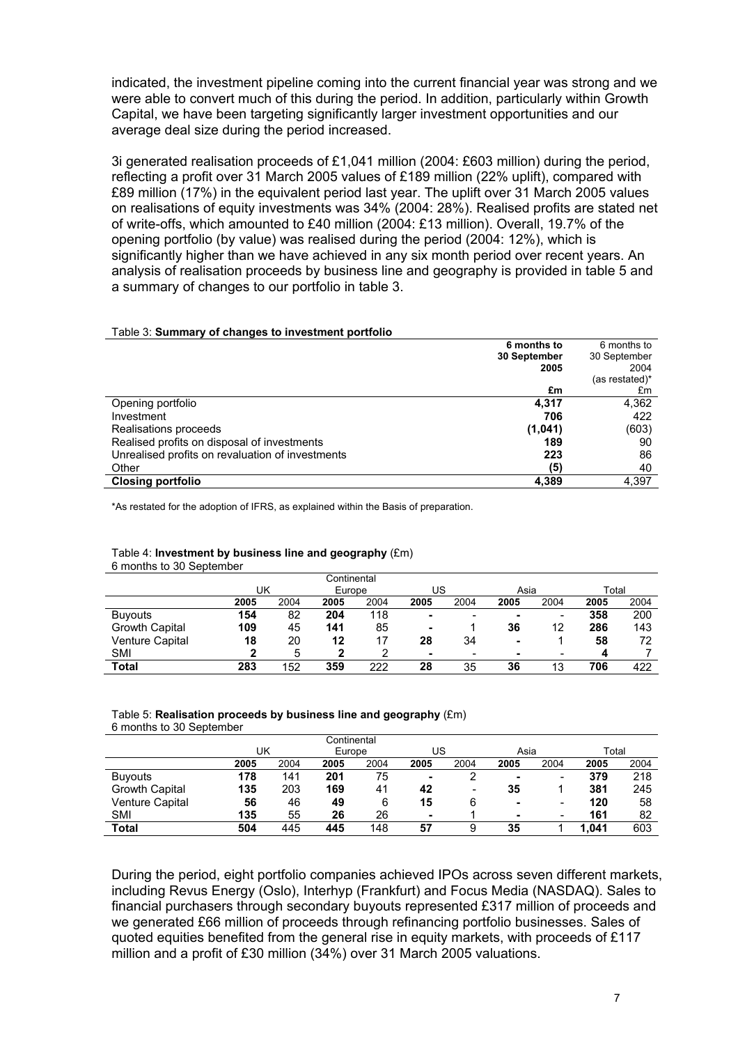indicated, the investment pipeline coming into the current financial year was strong and we were able to convert much of this during the period. In addition, particularly within Growth Capital, we have been targeting significantly larger investment opportunities and our average deal size during the period increased.

3i generated realisation proceeds of £1,041 million (2004: £603 million) during the period, reflecting a profit over 31 March 2005 values of £189 million (22% uplift), compared with £89 million (17%) in the equivalent period last year. The uplift over 31 March 2005 values on realisations of equity investments was 34% (2004: 28%). Realised profits are stated net of write-offs, which amounted to £40 million (2004: £13 million). Overall, 19.7% of the opening portfolio (by value) was realised during the period (2004: 12%), which is significantly higher than we have achieved in any six month period over recent years. An analysis of realisation proceeds by business line and geography is provided in table 5 and a summary of changes to our portfolio in table 3.

Table 3: **Summary of changes to investment portfolio**

| | **6 months to 30 September 2005 £m** | 6 months to 30 September 2004 (as restated)* £m |
|---|---|---|
| Opening portfolio | **4,317** | 4,362 |
| Investment | **706** | 422 |
| Realisations proceeds | **(1,041)** | (603) |
| Realised profits on disposal of investments | **189** | 90 |
| Unrealised profits on revaluation of investments | **223** | 86 |
| Other | **(5)** | 40 |
| **Closing portfolio** | **4,389** | 4,397 |

*As restated for the adoption of IFRS, as explained within the Basis of preparation.

Table 4: **Investment by business line and geography** (£m)
6 months to 30 September

| | UK | | Continental Europe | | US | | Asia | | Total | |
|---|---|---|---|---|---|---|---|---|---|---|
| | **2005** | 2004 | **2005** | 2004 | **2005** | 2004 | **2005** | 2004 | **2005** | 2004 |
| Buyouts | **154** | 82 | **204** | 118 | **-** | - | **-** | - | **358** | 200 |
| Growth Capital | **109** | 45 | **141** | 85 | **-** | 1 | **36** | 12 | **286** | 143 |
| Venture Capital | **18** | 20 | **12** | 17 | **28** | 34 | **-** | 1 | **58** | 72 |
| SMI | **2** | 5 | **2** | 2 | **-** | - | **-** | - | **4** | 7 |
| **Total** | **283** | 152 | **359** | 222 | **28** | 35 | **36** | 13 | **706** | 422 |

Table 5: **Realisation proceeds by business line and geography** (£m)
6 months to 30 September

| | UK | | Continental Europe | | US | | Asia | | Total | |
|---|---|---|---|---|---|---|---|---|---|---|
| | **2005** | 2004 | **2005** | 2004 | **2005** | 2004 | **2005** | 2004 | **2005** | 2004 |
| Buyouts | **178** | 141 | **201** | 75 | **-** | 2 | **-** | - | **379** | 218 |
| Growth Capital | **135** | 203 | **169** | 41 | **42** | - | **35** | 1 | **381** | 245 |
| Venture Capital | **56** | 46 | **49** | 6 | **15** | 6 | **-** | - | **120** | 58 |
| SMI | **135** | 55 | **26** | 26 | **-** | 1 | **-** | - | **161** | 82 |
| **Total** | **504** | 445 | **445** | 148 | **57** | 9 | **35** | 1 | **1,041** | 603 |

During the period, eight portfolio companies achieved IPOs across seven different markets, including Revus Energy (Oslo), Interhyp (Frankfurt) and Focus Media (NASDAQ). Sales to financial purchasers through secondary buyouts represented £317 million of proceeds and we generated £66 million of proceeds through refinancing portfolio businesses. Sales of quoted equities benefited from the general rise in equity markets, with proceeds of £117 million and a profit of £30 million (34%) over 31 March 2005 valuations.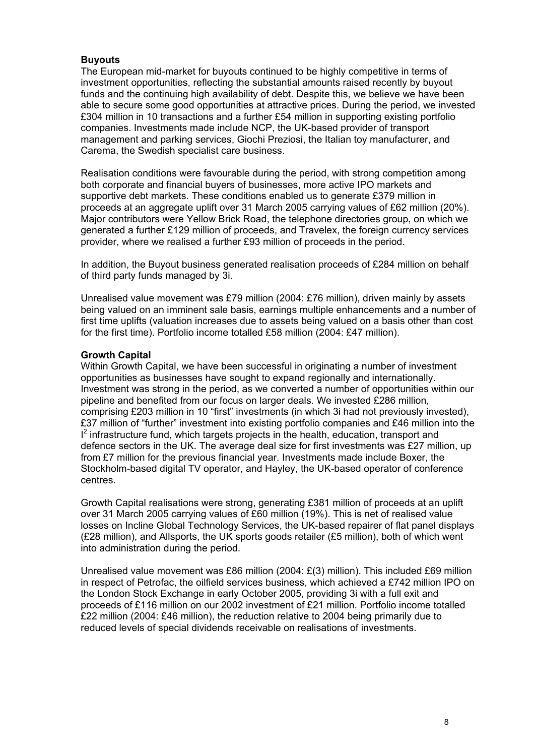**Buyouts**

The European mid-market for buyouts continued to be highly competitive in terms of investment opportunities, reflecting the substantial amounts raised recently by buyout funds and the continuing high availability of debt. Despite this, we believe we have been able to secure some good opportunities at attractive prices. During the period, we invested £304 million in 10 transactions and a further £54 million in supporting existing portfolio companies. Investments made include NCP, the UK-based provider of transport management and parking services, Giochi Preziosi, the Italian toy manufacturer, and Carema, the Swedish specialist care business.

Realisation conditions were favourable during the period, with strong competition among both corporate and financial buyers of businesses, more active IPO markets and supportive debt markets. These conditions enabled us to generate £379 million in proceeds at an aggregate uplift over 31 March 2005 carrying values of £62 million (20%). Major contributors were Yellow Brick Road, the telephone directories group, on which we generated a further £129 million of proceeds, and Travelex, the foreign currency services provider, where we realised a further £93 million of proceeds in the period.

In addition, the Buyout business generated realisation proceeds of £284 million on behalf of third party funds managed by 3i.

Unrealised value movement was £79 million (2004: £76 million), driven mainly by assets being valued on an imminent sale basis, earnings multiple enhancements and a number of first time uplifts (valuation increases due to assets being valued on a basis other than cost for the first time). Portfolio income totalled £58 million (2004: £47 million).

**Growth Capital**

Within Growth Capital, we have been successful in originating a number of investment opportunities as businesses have sought to expand regionally and internationally. Investment was strong in the period, as we converted a number of opportunities within our pipeline and benefited from our focus on larger deals. We invested £286 million, comprising £203 million in 10 "first" investments (in which 3i had not previously invested), £37 million of "further" investment into existing portfolio companies and £46 million into the $I^2$ infrastructure fund, which targets projects in the health, education, transport and defence sectors in the UK. The average deal size for first investments was £27 million, up from £7 million for the previous financial year. Investments made include Boxer, the Stockholm-based digital TV operator, and Hayley, the UK-based operator of conference centres.

Growth Capital realisations were strong, generating £381 million of proceeds at an uplift over 31 March 2005 carrying values of £60 million (19%). This is net of realised value losses on Incline Global Technology Services, the UK-based repairer of flat panel displays (£28 million), and Allsports, the UK sports goods retailer (£5 million), both of which went into administration during the period.

Unrealised value movement was £86 million (2004: £(3) million). This included £69 million in respect of Petrofac, the oilfield services business, which achieved a £742 million IPO on the London Stock Exchange in early October 2005, providing 3i with a full exit and proceeds of £116 million on our 2002 investment of £21 million. Portfolio income totalled £22 million (2004: £46 million), the reduction relative to 2004 being primarily due to reduced levels of special dividends receivable on realisations of investments.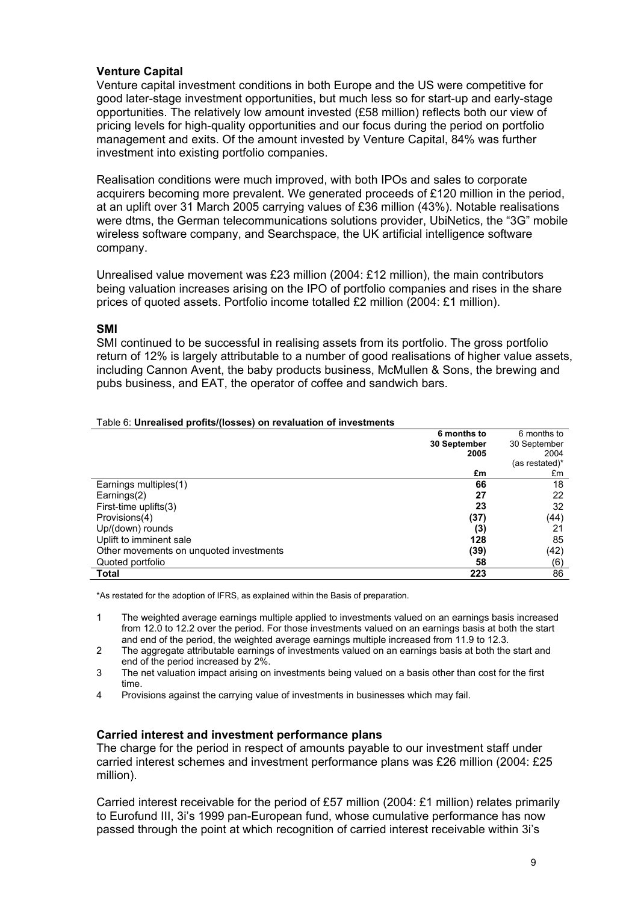## Venture Capital

Venture capital investment conditions in both Europe and the US were competitive for good later-stage investment opportunities, but much less so for start-up and early-stage opportunities. The relatively low amount invested (£58 million) reflects both our view of pricing levels for high-quality opportunities and our focus during the period on portfolio management and exits. Of the amount invested by Venture Capital, 84% was further investment into existing portfolio companies.

Realisation conditions were much improved, with both IPOs and sales to corporate acquirers becoming more prevalent. We generated proceeds of £120 million in the period, at an uplift over 31 March 2005 carrying values of £36 million (43%). Notable realisations were dtms, the German telecommunications solutions provider, UbiNetics, the "3G" mobile wireless software company, and Searchspace, the UK artificial intelligence software company.

Unrealised value movement was £23 million (2004: £12 million), the main contributors being valuation increases arising on the IPO of portfolio companies and rises in the share prices of quoted assets. Portfolio income totalled £2 million (2004: £1 million).

## SMI

SMI continued to be successful in realising assets from its portfolio. The gross portfolio return of 12% is largely attributable to a number of good realisations of higher value assets, including Cannon Avent, the baby products business, McMullen & Sons, the brewing and pubs business, and EAT, the operator of coffee and sandwich bars.

Table 6: **Unrealised profits/(losses) on revaluation of investments**

| | **6 months to 30 September 2005** | 6 months to 30 September 2004 (as restated)* |
|---|---|---|
| | **£m** | £m |
| Earnings multiples(1) | **66** | 18 |
| Earnings(2) | **27** | 22 |
| First-time uplifts(3) | **23** | 32 |
| Provisions(4) | **(37)** | (44) |
| Up/(down) rounds | **(3)** | 21 |
| Uplift to imminent sale | **128** | 85 |
| Other movements on unquoted investments | **(39)** | (42) |
| Quoted portfolio | **58** | (6) |
| **Total** | **223** | 86 |

*As restated for the adoption of IFRS, as explained within the Basis of preparation.

1. The weighted average earnings multiple applied to investments valued on an earnings basis increased from 12.0 to 12.2 over the period. For those investments valued on an earnings basis at both the start and end of the period, the weighted average earnings multiple increased from 11.9 to 12.3.
2. The aggregate attributable earnings of investments valued on an earnings basis at both the start and end of the period increased by 2%.
3. The net valuation impact arising on investments being valued on a basis other than cost for the first time.
4. Provisions against the carrying value of investments in businesses which may fail.

## Carried interest and investment performance plans

The charge for the period in respect of amounts payable to our investment staff under carried interest schemes and investment performance plans was £26 million (2004: £25 million).

Carried interest receivable for the period of £57 million (2004: £1 million) relates primarily to Eurofund III, 3i's 1999 pan-European fund, whose cumulative performance has now passed through the point at which recognition of carried interest receivable within 3i's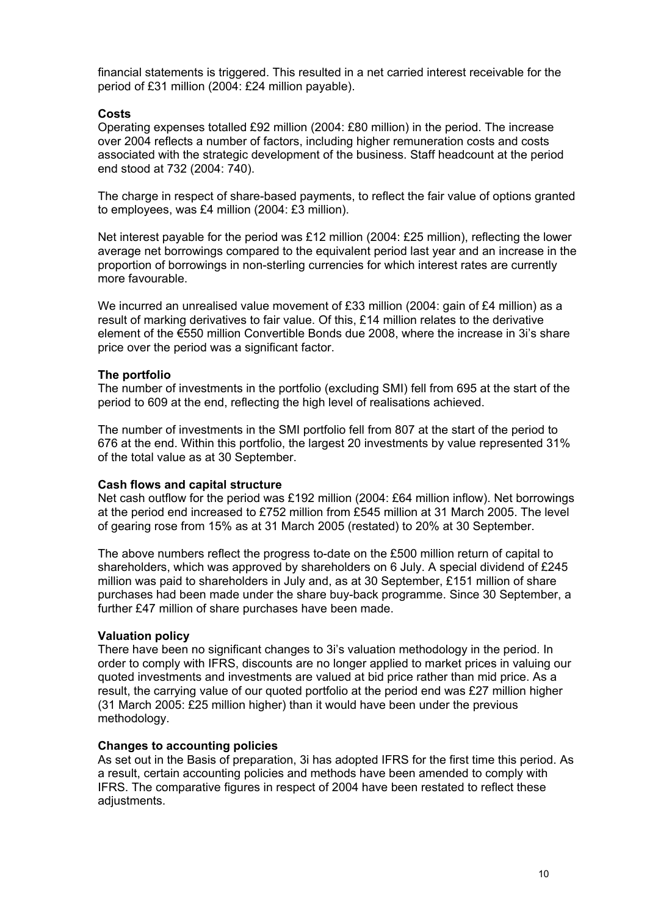financial statements is triggered. This resulted in a net carried interest receivable for the period of £31 million (2004: £24 million payable).

**Costs**

Operating expenses totalled £92 million (2004: £80 million) in the period. The increase over 2004 reflects a number of factors, including higher remuneration costs and costs associated with the strategic development of the business. Staff headcount at the period end stood at 732 (2004: 740).

The charge in respect of share-based payments, to reflect the fair value of options granted to employees, was £4 million (2004: £3 million).

Net interest payable for the period was £12 million (2004: £25 million), reflecting the lower average net borrowings compared to the equivalent period last year and an increase in the proportion of borrowings in non-sterling currencies for which interest rates are currently more favourable.

We incurred an unrealised value movement of £33 million (2004: gain of £4 million) as a result of marking derivatives to fair value. Of this, £14 million relates to the derivative element of the €550 million Convertible Bonds due 2008, where the increase in 3i's share price over the period was a significant factor.

**The portfolio**

The number of investments in the portfolio (excluding SMI) fell from 695 at the start of the period to 609 at the end, reflecting the high level of realisations achieved.

The number of investments in the SMI portfolio fell from 807 at the start of the period to 676 at the end. Within this portfolio, the largest 20 investments by value represented 31% of the total value as at 30 September.

**Cash flows and capital structure**

Net cash outflow for the period was £192 million (2004: £64 million inflow). Net borrowings at the period end increased to £752 million from £545 million at 31 March 2005. The level of gearing rose from 15% as at 31 March 2005 (restated) to 20% at 30 September.

The above numbers reflect the progress to-date on the £500 million return of capital to shareholders, which was approved by shareholders on 6 July. A special dividend of £245 million was paid to shareholders in July and, as at 30 September, £151 million of share purchases had been made under the share buy-back programme. Since 30 September, a further £47 million of share purchases have been made.

**Valuation policy**

There have been no significant changes to 3i's valuation methodology in the period. In order to comply with IFRS, discounts are no longer applied to market prices in valuing our quoted investments and investments are valued at bid price rather than mid price. As a result, the carrying value of our quoted portfolio at the period end was £27 million higher (31 March 2005: £25 million higher) than it would have been under the previous methodology.

**Changes to accounting policies**

As set out in the Basis of preparation, 3i has adopted IFRS for the first time this period. As a result, certain accounting policies and methods have been amended to comply with IFRS. The comparative figures in respect of 2004 have been restated to reflect these adjustments.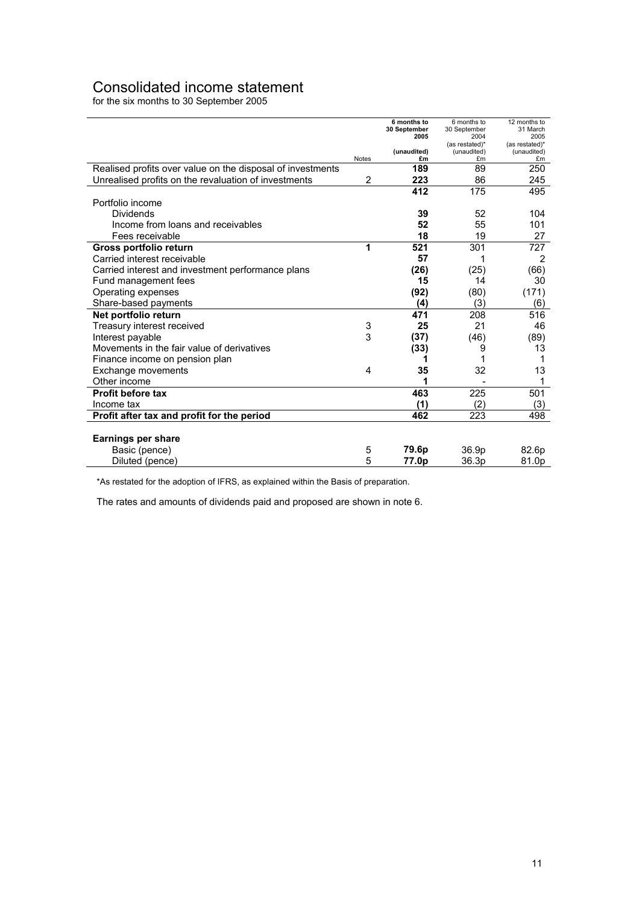# Consolidated income statement

for the six months to 30 September 2005

| | Notes | **6 months to 30 September 2005 (unaudited) £m** | 6 months to 30 September 2004 (as restated)* (unaudited) £m | 12 months to 31 March 2005 (as restated)* (unaudited) £m |
|---|---|---|---|---|
| Realised profits over value on the disposal of investments | | **189** | 89 | 250 |
| Unrealised profits on the revaluation of investments | 2 | **223** | 86 | 245 |
| | | **412** | 175 | 495 |
| Portfolio income | | | | |
| Dividends | | **39** | 52 | 104 |
| Income from loans and receivables | | **52** | 55 | 101 |
| Fees receivable | | **18** | 19 | 27 |
| **Gross portfolio return** | **1** | **521** | 301 | 727 |
| Carried interest receivable | | **57** | 1 | 2 |
| Carried interest and investment performance plans | | **(26)** | (25) | (66) |
| Fund management fees | | **15** | 14 | 30 |
| Operating expenses | | **(92)** | (80) | (171) |
| Share-based payments | | **(4)** | (3) | (6) |
| **Net portfolio return** | | **471** | 208 | 516 |
| Treasury interest received | 3 | **25** | 21 | 46 |
| Interest payable | 3 | **(37)** | (46) | (89) |
| Movements in the fair value of derivatives | | **(33)** | 9 | 13 |
| Finance income on pension plan | | **1** | 1 | 1 |
| Exchange movements | 4 | **35** | 32 | 13 |
| Other income | | **1** | - | 1 |
| **Profit before tax** | | **463** | 225 | 501 |
| Income tax | | **(1)** | (2) | (3) |
| **Profit after tax and profit for the period** | | **462** | 223 | 498 |
| | | | | |
| **Earnings per share** | | | | |
| Basic (pence) | 5 | **79.6p** | 36.9p | 82.6p |
| Diluted (pence) | 5 | **77.0p** | 36.3p | 81.0p |

*As restated for the adoption of IFRS, as explained within the Basis of preparation.

The rates and amounts of dividends paid and proposed are shown in note 6.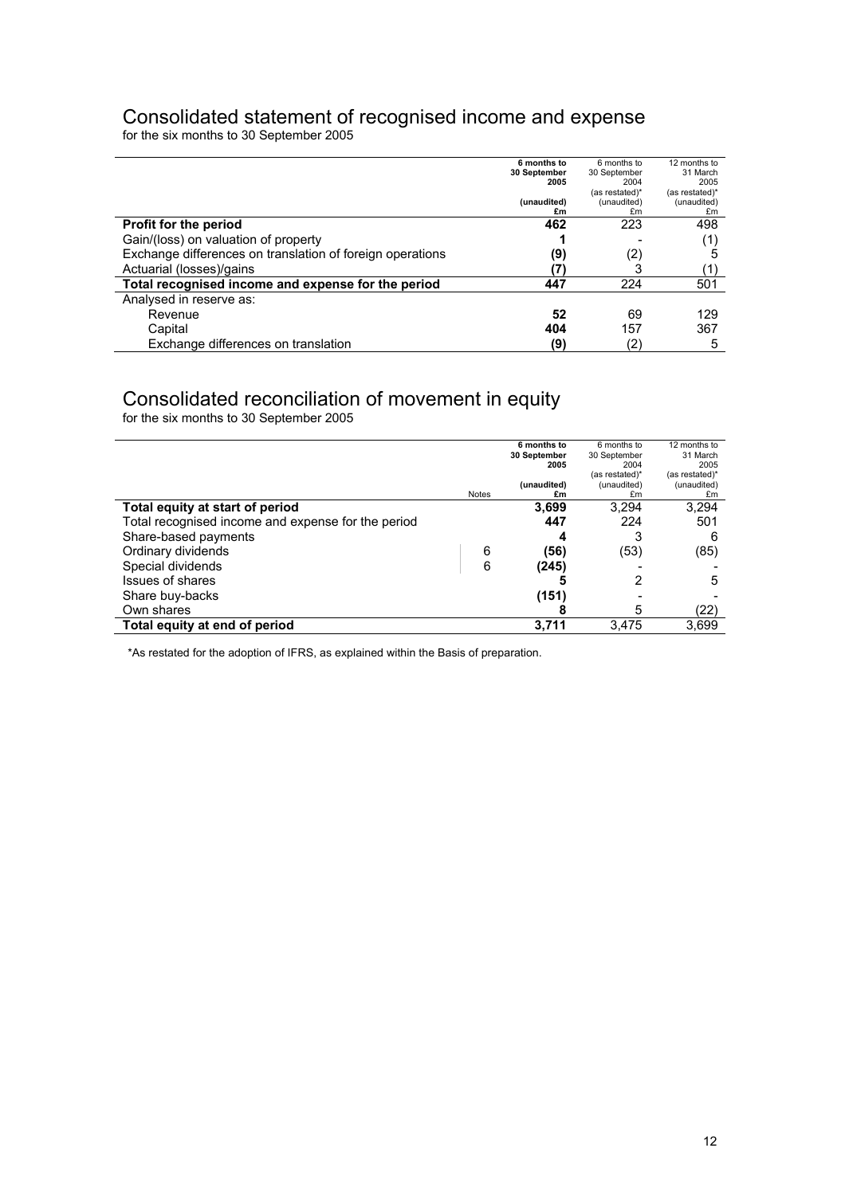# Consolidated statement of recognised income and expense

for the six months to 30 September 2005

| | 6 months to 30 September 2005 (unaudited) £m | 6 months to 30 September 2004 (as restated)* (unaudited) £m | 12 months to 31 March 2005 (as restated)* (unaudited) £m |
|---|---|---|---|
| **Profit for the period** | **462** | 223 | 498 |
| Gain/(loss) on valuation of property | **1** | - | (1) |
| Exchange differences on translation of foreign operations | **(9)** | (2) | 5 |
| Actuarial (losses)/gains | **(7)** | 3 | (1) |
| **Total recognised income and expense for the period** | **447** | 224 | 501 |
| Analysed in reserve as: | | | |
| Revenue | **52** | 69 | 129 |
| Capital | **404** | 157 | 367 |
| Exchange differences on translation | **(9)** | (2) | 5 |

# Consolidated reconciliation of movement in equity

for the six months to 30 September 2005

| | Notes | 6 months to 30 September 2005 (unaudited) £m | 6 months to 30 September 2004 (as restated)* (unaudited) £m | 12 months to 31 March 2005 (as restated)* (unaudited) £m |
|---|---|---|---|---|
| **Total equity at start of period** | | **3,699** | 3,294 | 3,294 |
| Total recognised income and expense for the period | | **447** | 224 | 501 |
| Share-based payments | | **4** | 3 | 6 |
| Ordinary dividends | 6 | **(56)** | (53) | (85) |
| Special dividends | 6 | **(245)** | - | - |
| Issues of shares | | **5** | 2 | 5 |
| Share buy-backs | | **(151)** | - | - |
| Own shares | | **8** | 5 | (22) |
| **Total equity at end of period** | | **3,711** | 3,475 | 3,699 |

*As restated for the adoption of IFRS, as explained within the Basis of preparation.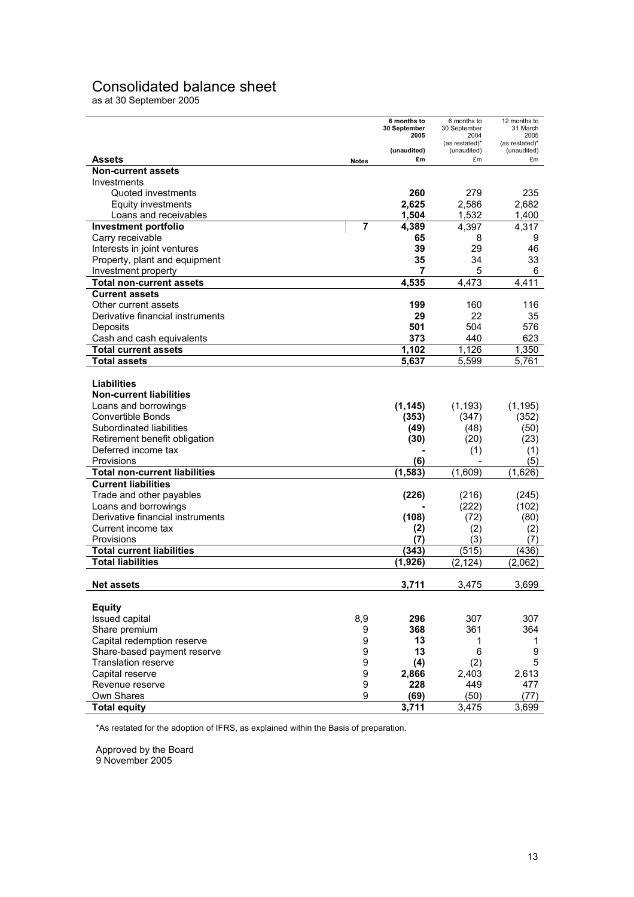# Consolidated balance sheet

as at 30 September 2005

| | Notes | 6 months to 30 September 2005 (unaudited) £m | 6 months to 30 September 2004 (as restated)* (unaudited) £m | 12 months to 31 March 2005 (as restated)* (unaudited) £m |
|---|---|---|---|---|
| **Assets** | | | | |
| **Non-current assets** | | | | |
| Investments | | | | |
| Quoted investments | | **260** | 279 | 235 |
| Equity investments | | **2,625** | 2,586 | 2,682 |
| Loans and receivables | | **1,504** | 1,532 | 1,400 |
| **Investment portfolio** | 7 | **4,389** | 4,397 | 4,317 |
| Carry receivable | | **65** | 8 | 9 |
| Interests in joint ventures | | **39** | 29 | 46 |
| Property, plant and equipment | | **35** | 34 | 33 |
| Investment property | | **7** | 5 | 6 |
| **Total non-current assets** | | **4,535** | 4,473 | 4,411 |
| **Current assets** | | | | |
| Other current assets | | **199** | 160 | 116 |
| Derivative financial instruments | | **29** | 22 | 35 |
| Deposits | | **501** | 504 | 576 |
| Cash and cash equivalents | | **373** | 440 | 623 |
| **Total current assets** | | **1,102** | 1,126 | 1,350 |
| **Total assets** | | **5,637** | 5,599 | 5,761 |
| | | | | |
| **Liabilities** | | | | |
| **Non-current liabilities** | | | | |
| Loans and borrowings | | **(1,145)** | (1,193) | (1,195) |
| Convertible Bonds | | **(353)** | (347) | (352) |
| Subordinated liabilities | | **(49)** | (48) | (50) |
| Retirement benefit obligation | | **(30)** | (20) | (23) |
| Deferred income tax | | **-** | (1) | (1) |
| Provisions | | **(6)** | - | (5) |
| **Total non-current liabilities** | | **(1,583)** | (1,609) | (1,626) |
| **Current liabilities** | | | | |
| Trade and other payables | | **(226)** | (216) | (245) |
| Loans and borrowings | | **-** | (222) | (102) |
| Derivative financial instruments | | **(108)** | (72) | (80) |
| Current income tax | | **(2)** | (2) | (2) |
| Provisions | | **(7)** | (3) | (7) |
| **Total current liabilities** | | **(343)** | (515) | (436) |
| **Total liabilities** | | **(1,926)** | (2,124) | (2,062) |
| | | | | |
| **Net assets** | | **3,711** | 3,475 | 3,699 |
| | | | | |
| **Equity** | | | | |
| Issued capital | 8,9 | **296** | 307 | 307 |
| Share premium | 9 | **368** | 361 | 364 |
| Capital redemption reserve | 9 | **13** | 1 | 1 |
| Share-based payment reserve | 9 | **13** | 6 | 9 |
| Translation reserve | 9 | **(4)** | (2) | 5 |
| Capital reserve | 9 | **2,866** | 2,403 | 2,613 |
| Revenue reserve | 9 | **228** | 449 | 477 |
| Own Shares | 9 | **(69)** | (50) | (77) |
| **Total equity** | | **3,711** | 3,475 | 3,699 |

*As restated for the adoption of IFRS, as explained within the Basis of preparation.

Approved by the Board
9 November 2005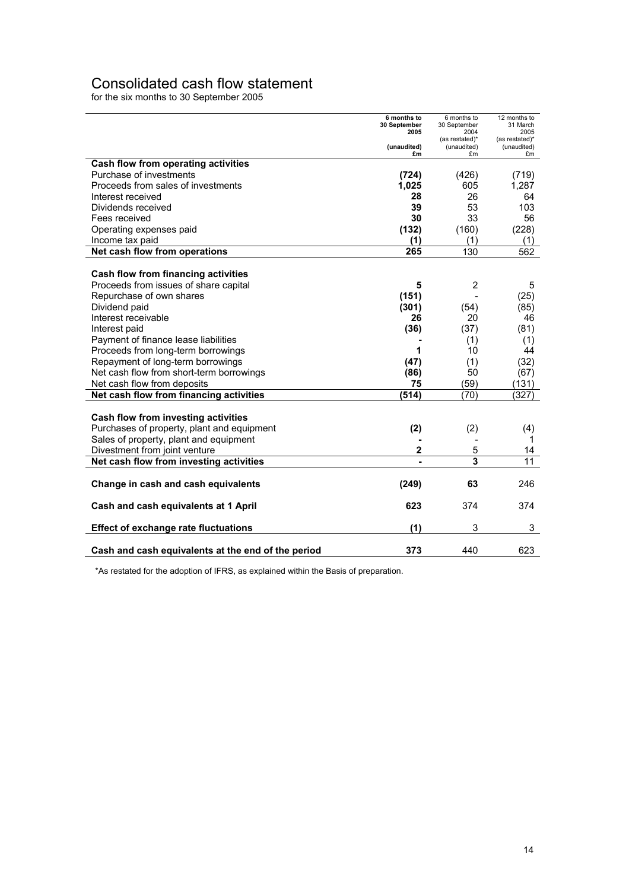# Consolidated cash flow statement

for the six months to 30 September 2005

| | 6 months to 30 September 2005 (unaudited) £m | 6 months to 30 September 2004 (as restated)* (unaudited) £m | 12 months to 31 March 2005 (as restated)* (unaudited) £m |
|---|---|---|---|
| **Cash flow from operating activities** | | | |
| Purchase of investments | **(724)** | (426) | (719) |
| Proceeds from sales of investments | **1,025** | 605 | 1,287 |
| Interest received | **28** | 26 | 64 |
| Dividends received | **39** | 53 | 103 |
| Fees received | **30** | 33 | 56 |
| Operating expenses paid | **(132)** | (160) | (228) |
| Income tax paid | **(1)** | (1) | (1) |
| **Net cash flow from operations** | **265** | 130 | 562 |
| | | | |
| **Cash flow from financing activities** | | | |
| Proceeds from issues of share capital | **5** | 2 | 5 |
| Repurchase of own shares | **(151)** | - | (25) |
| Dividend paid | **(301)** | (54) | (85) |
| Interest receivable | **26** | 20 | 46 |
| Interest paid | **(36)** | (37) | (81) |
| Payment of finance lease liabilities | **-** | (1) | (1) |
| Proceeds from long-term borrowings | **1** | 10 | 44 |
| Repayment of long-term borrowings | **(47)** | (1) | (32) |
| Net cash flow from short-term borrowings | **(86)** | 50 | (67) |
| Net cash flow from deposits | **75** | (59) | (131) |
| **Net cash flow from financing activities** | **(514)** | (70) | (327) |
| | | | |
| **Cash flow from investing activities** | | | |
| Purchases of property, plant and equipment | **(2)** | (2) | (4) |
| Sales of property, plant and equipment | **-** | - | 1 |
| Divestment from joint venture | **2** | 5 | 14 |
| **Net cash flow from investing activities** | **-** | **3** | 11 |
| | | | |
| **Change in cash and cash equivalents** | **(249)** | **63** | 246 |
| | | | |
| **Cash and cash equivalents at 1 April** | **623** | 374 | 374 |
| | | | |
| **Effect of exchange rate fluctuations** | **(1)** | 3 | 3 |
| | | | |
| **Cash and cash equivalents at the end of the period** | **373** | 440 | 623 |

*As restated for the adoption of IFRS, as explained within the Basis of preparation.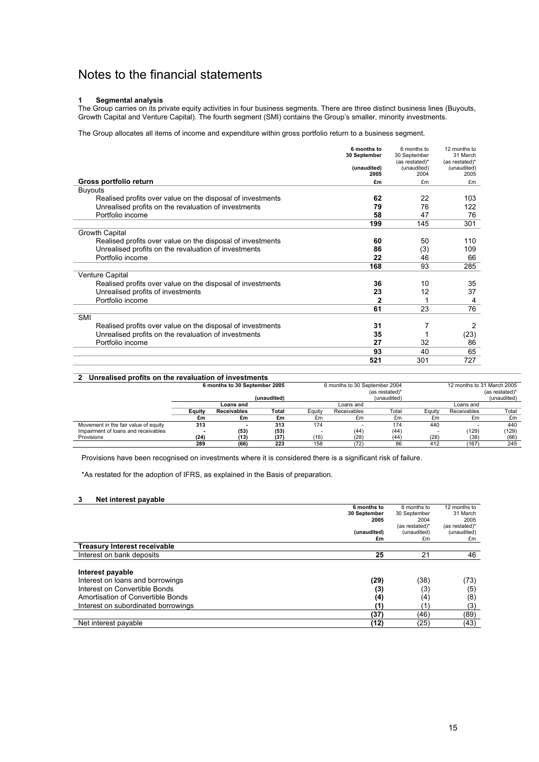# Notes to the financial statements

## 1 Segmental analysis

The Group carries on its private equity activities in four business segments. There are three distinct business lines (Buyouts, Growth Capital and Venture Capital). The fourth segment (SMI) contains the Group's smaller, minority investments.

The Group allocates all items of income and expenditure within gross portfolio return to a business segment.

| | **6 months to 30 September (unaudited) 2005** | 6 months to 30 September (as restated)* (unaudited) 2004 | 12 months to 31 March (as restated)* (unaudited) 2005 |
|---|---|---|---|
| **Gross portfolio return** | **£m** | £m | £m |
| Buyouts | | | |
| Realised profits over value on the disposal of investments | **62** | 22 | 103 |
| Unrealised profits on the revaluation of investments | **79** | 76 | 122 |
| Portfolio income | **58** | 47 | 76 |
| | **199** | 145 | 301 |
| Growth Capital | | | |
| Realised profits over value on the disposal of investments | **60** | 50 | 110 |
| Unrealised profits on the revaluation of investments | **86** | (3) | 109 |
| Portfolio income | **22** | 46 | 66 |
| | **168** | 93 | 285 |
| Venture Capital | | | |
| Realised profits over value on the disposal of investments | **36** | 10 | 35 |
| Unrealised profits of investments | **23** | 12 | 37 |
| Portfolio income | **2** | 1 | 4 |
| | **61** | 23 | 76 |
| SMI | | | |
| Realised profits over value on the disposal of investments | **31** | 7 | 2 |
| Unrealised profits on the revaluation of investments | **35** | 1 | (23) |
| Portfolio income | **27** | 32 | 86 |
| | **93** | 40 | 65 |
| | **521** | 301 | 727 |

## 2 Unrealised profits on the revaluation of investments

| | **6 months to 30 September 2005 (unaudited)** | | | 6 months to 30 September 2004 (as restated)* (unaudited) | | | 12 months to 31 March 2005 (as restated)* (unaudited) | | |
|---|---|---|---|---|---|---|---|---|---|
| | **Equity** | **Loans and Receivables** | **Total** | Equity | Loans and Receivables | Total | Equity | Loans and Receivables | Total |
| | **£m** | **£m** | **£m** | £m | £m | £m | £m | £m | £m |
| Movement in the fair value of equity | **313** | **-** | **313** | 174 | - | 174 | 440 | - | 440 |
| Impairment of loans and receivables | **-** | **(53)** | **(53)** | - | (44) | (44) | - | (129) | (129) |
| Provisions | **(24)** | **(13)** | **(37)** | (16) | (28) | (44) | (28) | (38) | (66) |
| | **289** | **(66)** | **223** | 158 | (72) | 86 | 412 | (167) | 245 |

Provisions have been recognised on investments where it is considered there is a significant risk of failure.

*As restated for the adoption of IFRS, as explained in the Basis of preparation.

## 3 Net interest payable

| | **6 months to 30 September 2005 (unaudited)** | 6 months to 30 September 2004 (as restated)* (unaudited) | 12 months to 31 March 2005 (as restated)* (unaudited) |
|---|---|---|---|
| | **£m** | £m | £m |
| **Treasury Interest receivable** | | | |
| Interest on bank deposits | **25** | 21 | 46 |
| **Interest payable** | | | |
| Interest on loans and borrowings | **(29)** | (38) | (73) |
| Interest on Convertible Bonds | **(3)** | (3) | (5) |
| Amortisation of Convertible Bonds | **(4)** | (4) | (8) |
| Interest on subordinated borrowings | **(1)** | (1) | (3) |
| | **(37)** | (46) | (89) |
| Net interest payable | **(12)** | (25) | (43) |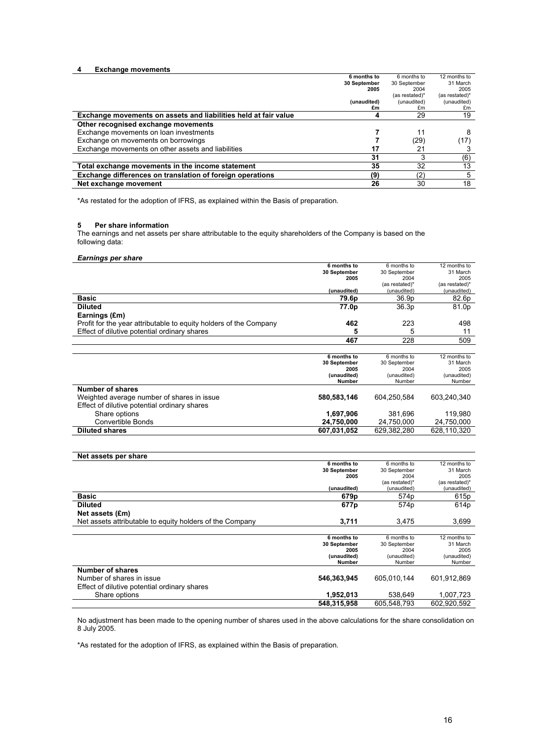## 4 Exchange movements

| | 6 months to 30 September 2005 (unaudited) £m | 6 months to 30 September 2004 (as restated)* (unaudited) £m | 12 months to 31 March 2005 (as restated)* (unaudited) £m |
|---|---|---|---|
| **Exchange movements on assets and liabilities held at fair value** | **4** | 29 | 19 |
| **Other recognised exchange movements** | | | |
| Exchange movements on loan investments | **7** | 11 | 8 |
| Exchange on movements on borrowings | **7** | (29) | (17) |
| Exchange movements on other assets and liabilities | **17** | 21 | 3 |
| | **31** | 3 | (6) |
| **Total exchange movements in the income statement** | **35** | 32 | 13 |
| **Exchange differences on translation of foreign operations** | **(9)** | (2) | 5 |
| **Net exchange movement** | **26** | 30 | 18 |

*As restated for the adoption of IFRS, as explained within the Basis of preparation.

## 5 Per share information

The earnings and net assets per share attributable to the equity shareholders of the Company is based on the following data:

***Earnings per share***

| | 6 months to 30 September 2005 (unaudited) | 6 months to 30 September 2004 (as restated)* (unaudited) | 12 months to 31 March 2005 (as restated)* (unaudited) |
|---|---|---|---|
| **Basic** | **79.6p** | 36.9p | 82.6p |
| **Diluted** | **77.0p** | 36.3p | 81.0p |
| **Earnings (£m)** | | | |
| Profit for the year attributable to equity holders of the Company | **462** | 223 | 498 |
| Effect of dilutive potential ordinary shares | **5** | 5 | 11 |
| | **467** | 228 | 509 |

| | 6 months to 30 September 2005 (unaudited) Number | 6 months to 30 September 2004 (unaudited) Number | 12 months to 31 March 2005 (unaudited) Number |
|---|---|---|---|
| **Number of shares** | | | |
| Weighted average number of shares in issue | **580,583,146** | 604,250,584 | 603,240,340 |
| Effect of dilutive potential ordinary shares | | | |
| Share options | **1,697,906** | 381,696 | 119,980 |
| Convertible Bonds | **24,750,000** | 24,750,000 | 24,750,000 |
| **Diluted shares** | **607,031,052** | 629,382,280 | 628,110,320 |

**Net assets per share**

| | 6 months to 30 September 2005 (unaudited) | 6 months to 30 September 2004 (as restated)* (unaudited) | 12 months to 31 March 2005 (as restated)* (unaudited) |
|---|---|---|---|
| **Basic** | **679p** | 574p | 615p |
| **Diluted** | **677p** | 574p | 614p |
| **Net assets (£m)** | | | |
| Net assets attributable to equity holders of the Company | **3,711** | 3,475 | 3,699 |

| | 6 months to 30 September 2005 (unaudited) Number | 6 months to 30 September 2004 (unaudited) Number | 12 months to 31 March 2005 (unaudited) Number |
|---|---|---|---|
| **Number of shares** | | | |
| Number of shares in issue | **546,363,945** | 605,010,144 | 601,912,869 |
| Effect of dilutive potential ordinary shares | | | |
| Share options | **1,952,013** | 538,649 | 1,007,723 |
| | **548,315,958** | 605,548,793 | 602,920,592 |

No adjustment has been made to the opening number of shares used in the above calculations for the share consolidation on 8 July 2005.

*As restated for the adoption of IFRS, as explained within the Basis of preparation.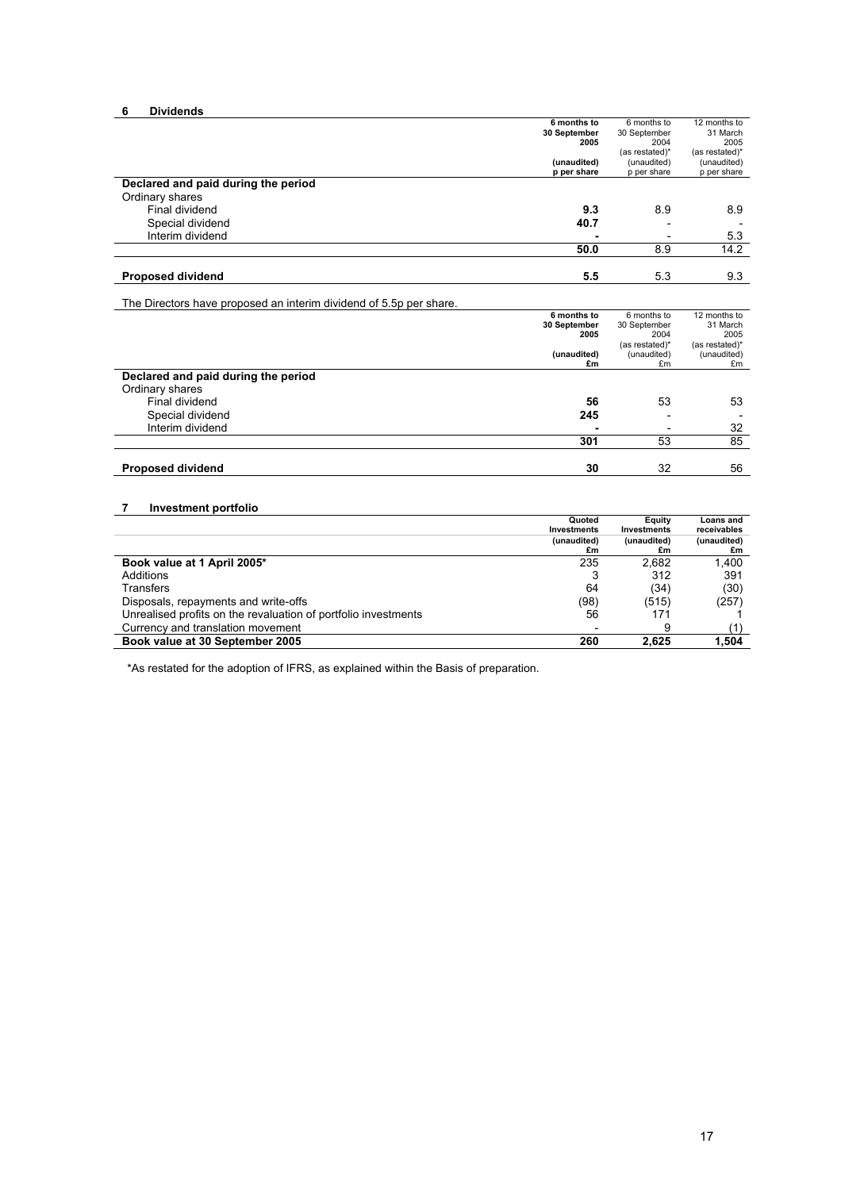## 6 Dividends

| | 6 months to 30 September 2005 (unaudited) p per share | 6 months to 30 September 2004 (as restated)* (unaudited) p per share | 12 months to 31 March 2005 (as restated)* (unaudited) p per share |
|---|---|---|---|
| **Declared and paid during the period** | | | |
| Ordinary shares | | | |
| Final dividend | **9.3** | 8.9 | 8.9 |
| Special dividend | **40.7** | - | - |
| Interim dividend | **-** | - | 5.3 |
| | **50.0** | 8.9 | 14.2 |
| **Proposed dividend** | **5.5** | 5.3 | 9.3 |

The Directors have proposed an interim dividend of 5.5p per share.

| | 6 months to 30 September 2005 (unaudited) £m | 6 months to 30 September 2004 (as restated)* (unaudited) £m | 12 months to 31 March 2005 (as restated)* (unaudited) £m |
|---|---|---|---|
| **Declared and paid during the period** | | | |
| Ordinary shares | | | |
| Final dividend | **56** | 53 | 53 |
| Special dividend | **245** | - | - |
| Interim dividend | **-** | - | 32 |
| | **301** | 53 | 85 |
| **Proposed dividend** | **30** | 32 | 56 |

## 7 Investment portfolio

| | Quoted Investments (unaudited) £m | Equity Investments (unaudited) £m | Loans and receivables (unaudited) £m |
|---|---|---|---|
| **Book value at 1 April 2005*** | 235 | 2,682 | 1,400 |
| Additions | 3 | 312 | 391 |
| Transfers | 64 | (34) | (30) |
| Disposals, repayments and write-offs | (98) | (515) | (257) |
| Unrealised profits on the revaluation of portfolio investments | 56 | 171 | 1 |
| Currency and translation movement | - | 9 | (1) |
| **Book value at 30 September 2005** | **260** | **2,625** | **1,504** |

*As restated for the adoption of IFRS, as explained within the Basis of preparation.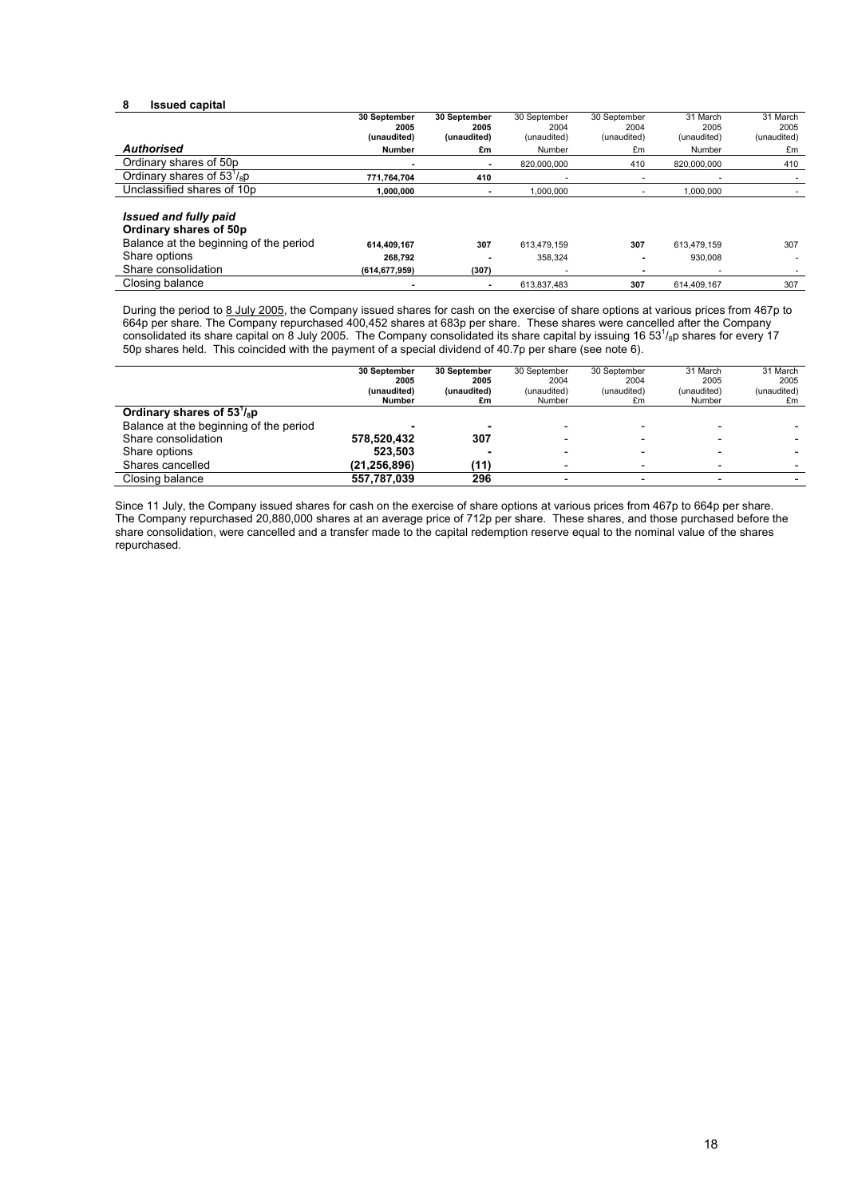## 8 Issued capital

| | 30 September 2005 (unaudited) | 30 September 2005 (unaudited) | 30 September 2004 (unaudited) | 30 September 2004 (unaudited) | 31 March 2005 (unaudited) | 31 March 2005 (unaudited) |
|---|---|---|---|---|---|---|
| ***Authorised*** | **Number** | **£m** | Number | £m | Number | £m |
| Ordinary shares of 50p | **-** | **-** | 820,000,000 | 410 | 820,000,000 | 410 |
| Ordinary shares of $53^1/_8$p | **771,764,704** | **410** | - | - | - | - |
| Unclassified shares of 10p | **1,000,000** | **-** | 1,000,000 | - | 1,000,000 | - |
| ***Issued and fully paid*** | | | | | | |
| **Ordinary shares of 50p** | | | | | | |
| Balance at the beginning of the period | **614,409,167** | **307** | 613,479,159 | 307 | 613,479,159 | 307 |
| Share options | **268,792** | **-** | 358,324 | - | 930,008 | - |
| Share consolidation | **(614,677,959)** | **(307)** | - | - | - | - |
| Closing balance | **-** | **-** | 613,837,483 | 307 | 614,409,167 | 307 |

During the period to 8 July 2005, the Company issued shares for cash on the exercise of share options at various prices from 467p to 664p per share. The Company repurchased 400,452 shares at 683p per share. These shares were cancelled after the Company consolidated its share capital on 8 July 2005. The Company consolidated its share capital by issuing 16 $53^1/_8$p shares for every 17 50p shares held. This coincided with the payment of a special dividend of 40.7p per share (see note 6).

| | 30 September 2005 (unaudited) Number | 30 September 2005 (unaudited) £m | 30 September 2004 (unaudited) Number | 30 September 2004 (unaudited) £m | 31 March 2005 (unaudited) Number | 31 March 2005 (unaudited) £m |
|---|---|---|---|---|---|---|
| **Ordinary shares of $53^1/_8$p** | | | | | | |
| Balance at the beginning of the period | **-** | **-** | - | - | - | - |
| Share consolidation | **578,520,432** | **307** | - | - | - | - |
| Share options | **523,503** | **-** | - | - | - | - |
| Shares cancelled | **(21,256,896)** | **(11)** | - | - | - | - |
| Closing balance | **557,787,039** | **296** | - | - | - | - |

Since 11 July, the Company issued shares for cash on the exercise of share options at various prices from 467p to 664p per share. The Company repurchased 20,880,000 shares at an average price of 712p per share. These shares, and those purchased before the share consolidation, were cancelled and a transfer made to the capital redemption reserve equal to the nominal value of the shares repurchased.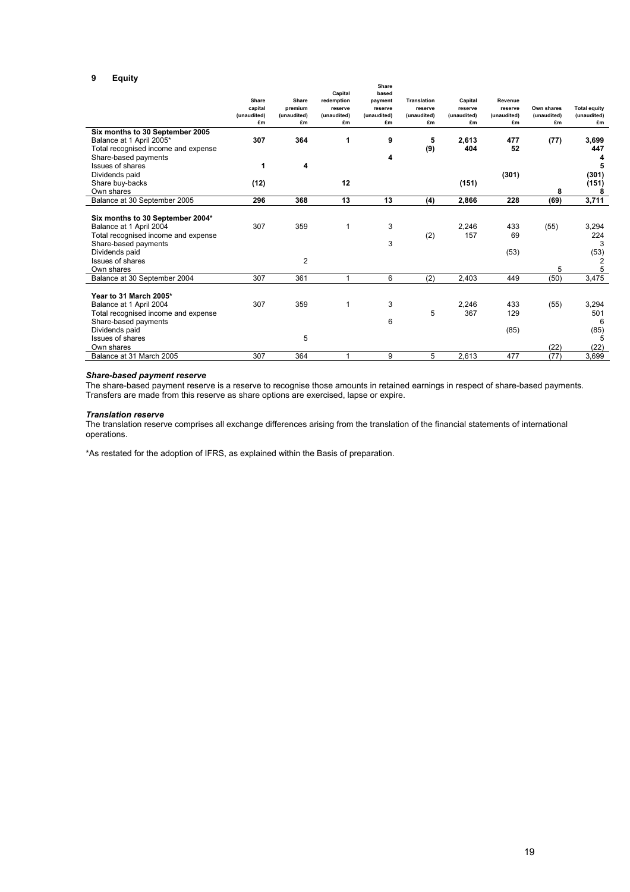## 9 Equity

| | Share capital (unaudited) £m | Share premium (unaudited) £m | Capital redemption reserve (unaudited) £m | Share based payment reserve (unaudited) £m | Translation reserve (unaudited) £m | Capital reserve (unaudited) £m | Revenue reserve (unaudited) £m | Own shares (unaudited) £m | Total equity (unaudited) £m |
|---|---|---|---|---|---|---|---|---|---|
| **Six months to 30 September 2005** | | | | | | | | | |
| Balance at 1 April 2005* | **307** | **364** | **1** | **9** | **5** | **2,613** | **477** | **(77)** | **3,699** |
| Total recognised income and expense | | | | | **(9)** | **404** | **52** | | **447** |
| Share-based payments | | | | **4** | | | | | **4** |
| Issues of shares | **1** | **4** | | | | | | | **5** |
| Dividends paid | | | | | | | **(301)** | | **(301)** |
| Share buy-backs | **(12)** | | **12** | | | **(151)** | | | **(151)** |
| Own shares | | | | | | | | **8** | **8** |
| Balance at 30 September 2005 | **296** | **368** | **13** | **13** | **(4)** | **2,866** | **228** | **(69)** | **3,711** |
| | | | | | | | | | |
| **Six months to 30 September 2004*** | | | | | | | | | |
| Balance at 1 April 2004 | 307 | 359 | 1 | 3 | | 2,246 | 433 | (55) | 3,294 |
| Total recognised income and expense | | | | | (2) | 157 | 69 | | 224 |
| Share-based payments | | | | 3 | | | | | 3 |
| Dividends paid | | | | | | | (53) | | (53) |
| Issues of shares | | 2 | | | | | | | 2 |
| Own shares | | | | | | | | 5 | 5 |
| Balance at 30 September 2004 | 307 | 361 | 1 | 6 | (2) | 2,403 | 449 | (50) | 3,475 |
| | | | | | | | | | |
| **Year to 31 March 2005*** | | | | | | | | | |
| Balance at 1 April 2004 | 307 | 359 | 1 | 3 | | 2,246 | 433 | (55) | 3,294 |
| Total recognised income and expense | | | | | 5 | 367 | 129 | | 501 |
| Share-based payments | | | | 6 | | | | | 6 |
| Dividends paid | | | | | | | (85) | | (85) |
| Issues of shares | | 5 | | | | | | | 5 |
| Own shares | | | | | | | | (22) | (22) |
| Balance at 31 March 2005 | 307 | 364 | 1 | 9 | 5 | 2,613 | 477 | (77) | 3,699 |

***Share-based payment reserve***
The share-based payment reserve is a reserve to recognise those amounts in retained earnings in respect of share-based payments. Transfers are made from this reserve as share options are exercised, lapse or expire.

***Translation reserve***
The translation reserve comprises all exchange differences arising from the translation of the financial statements of international operations.

*As restated for the adoption of IFRS, as explained within the Basis of preparation.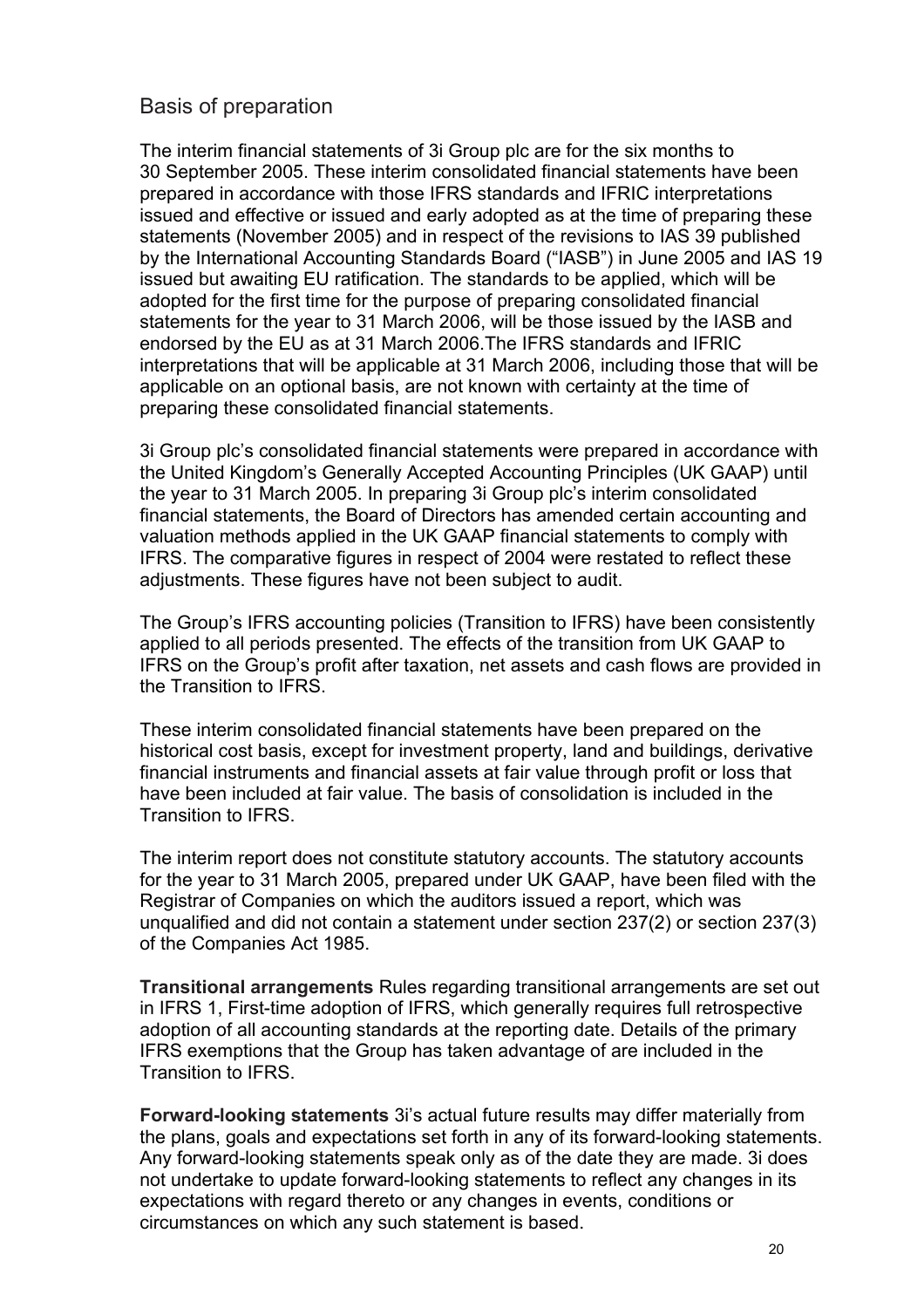## Basis of preparation

The interim financial statements of 3i Group plc are for the six months to 30 September 2005. These interim consolidated financial statements have been prepared in accordance with those IFRS standards and IFRIC interpretations issued and effective or issued and early adopted as at the time of preparing these statements (November 2005) and in respect of the revisions to IAS 39 published by the International Accounting Standards Board ("IASB") in June 2005 and IAS 19 issued but awaiting EU ratification. The standards to be applied, which will be adopted for the first time for the purpose of preparing consolidated financial statements for the year to 31 March 2006, will be those issued by the IASB and endorsed by the EU as at 31 March 2006.The IFRS standards and IFRIC interpretations that will be applicable at 31 March 2006, including those that will be applicable on an optional basis, are not known with certainty at the time of preparing these consolidated financial statements.

3i Group plc's consolidated financial statements were prepared in accordance with the United Kingdom's Generally Accepted Accounting Principles (UK GAAP) until the year to 31 March 2005. In preparing 3i Group plc's interim consolidated financial statements, the Board of Directors has amended certain accounting and valuation methods applied in the UK GAAP financial statements to comply with IFRS. The comparative figures in respect of 2004 were restated to reflect these adjustments. These figures have not been subject to audit.

The Group's IFRS accounting policies (Transition to IFRS) have been consistently applied to all periods presented. The effects of the transition from UK GAAP to IFRS on the Group's profit after taxation, net assets and cash flows are provided in the Transition to IFRS.

These interim consolidated financial statements have been prepared on the historical cost basis, except for investment property, land and buildings, derivative financial instruments and financial assets at fair value through profit or loss that have been included at fair value. The basis of consolidation is included in the Transition to IFRS.

The interim report does not constitute statutory accounts. The statutory accounts for the year to 31 March 2005, prepared under UK GAAP, have been filed with the Registrar of Companies on which the auditors issued a report, which was unqualified and did not contain a statement under section 237(2) or section 237(3) of the Companies Act 1985.

**Transitional arrangements** Rules regarding transitional arrangements are set out in IFRS 1, First-time adoption of IFRS, which generally requires full retrospective adoption of all accounting standards at the reporting date. Details of the primary IFRS exemptions that the Group has taken advantage of are included in the Transition to IFRS.

**Forward-looking statements** 3i's actual future results may differ materially from the plans, goals and expectations set forth in any of its forward-looking statements. Any forward-looking statements speak only as of the date they are made. 3i does not undertake to update forward-looking statements to reflect any changes in its expectations with regard thereto or any changes in events, conditions or circumstances on which any such statement is based.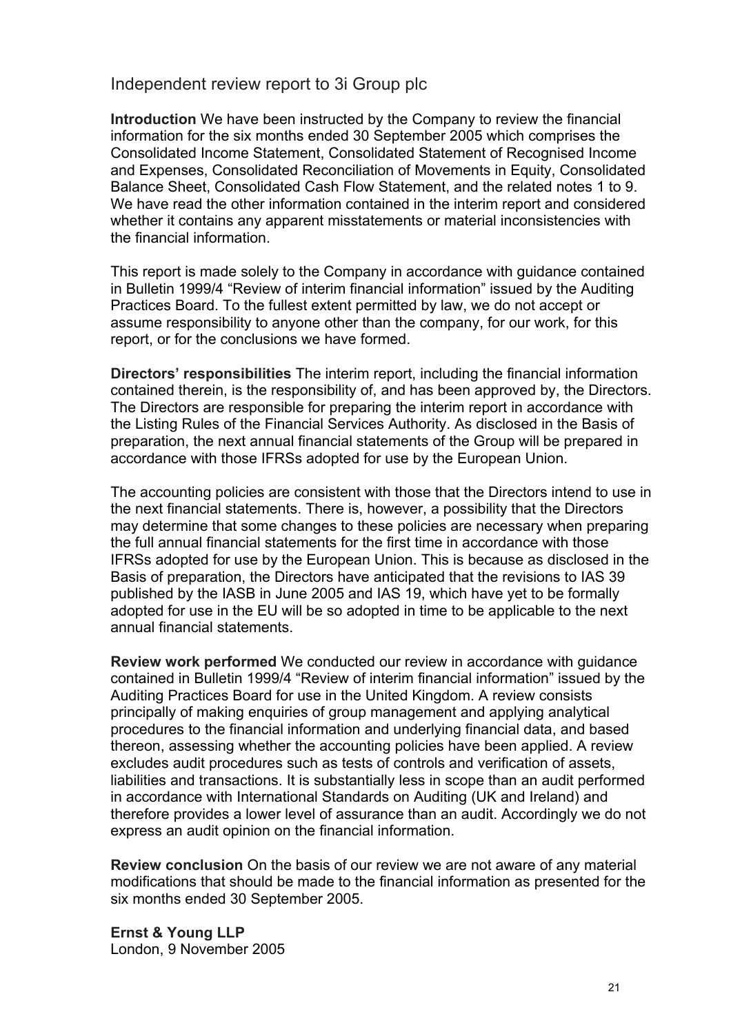## Independent review report to 3i Group plc

**Introduction** We have been instructed by the Company to review the financial information for the six months ended 30 September 2005 which comprises the Consolidated Income Statement, Consolidated Statement of Recognised Income and Expenses, Consolidated Reconciliation of Movements in Equity, Consolidated Balance Sheet, Consolidated Cash Flow Statement, and the related notes 1 to 9. We have read the other information contained in the interim report and considered whether it contains any apparent misstatements or material inconsistencies with the financial information.

This report is made solely to the Company in accordance with guidance contained in Bulletin 1999/4 "Review of interim financial information" issued by the Auditing Practices Board. To the fullest extent permitted by law, we do not accept or assume responsibility to anyone other than the company, for our work, for this report, or for the conclusions we have formed.

**Directors' responsibilities** The interim report, including the financial information contained therein, is the responsibility of, and has been approved by, the Directors. The Directors are responsible for preparing the interim report in accordance with the Listing Rules of the Financial Services Authority. As disclosed in the Basis of preparation, the next annual financial statements of the Group will be prepared in accordance with those IFRSs adopted for use by the European Union.

The accounting policies are consistent with those that the Directors intend to use in the next financial statements. There is, however, a possibility that the Directors may determine that some changes to these policies are necessary when preparing the full annual financial statements for the first time in accordance with those IFRSs adopted for use by the European Union. This is because as disclosed in the Basis of preparation, the Directors have anticipated that the revisions to IAS 39 published by the IASB in June 2005 and IAS 19, which have yet to be formally adopted for use in the EU will be so adopted in time to be applicable to the next annual financial statements.

**Review work performed** We conducted our review in accordance with guidance contained in Bulletin 1999/4 "Review of interim financial information" issued by the Auditing Practices Board for use in the United Kingdom. A review consists principally of making enquiries of group management and applying analytical procedures to the financial information and underlying financial data, and based thereon, assessing whether the accounting policies have been applied. A review excludes audit procedures such as tests of controls and verification of assets, liabilities and transactions. It is substantially less in scope than an audit performed in accordance with International Standards on Auditing (UK and Ireland) and therefore provides a lower level of assurance than an audit. Accordingly we do not express an audit opinion on the financial information.

**Review conclusion** On the basis of our review we are not aware of any material modifications that should be made to the financial information as presented for the six months ended 30 September 2005.

**Ernst & Young LLP**
London, 9 November 2005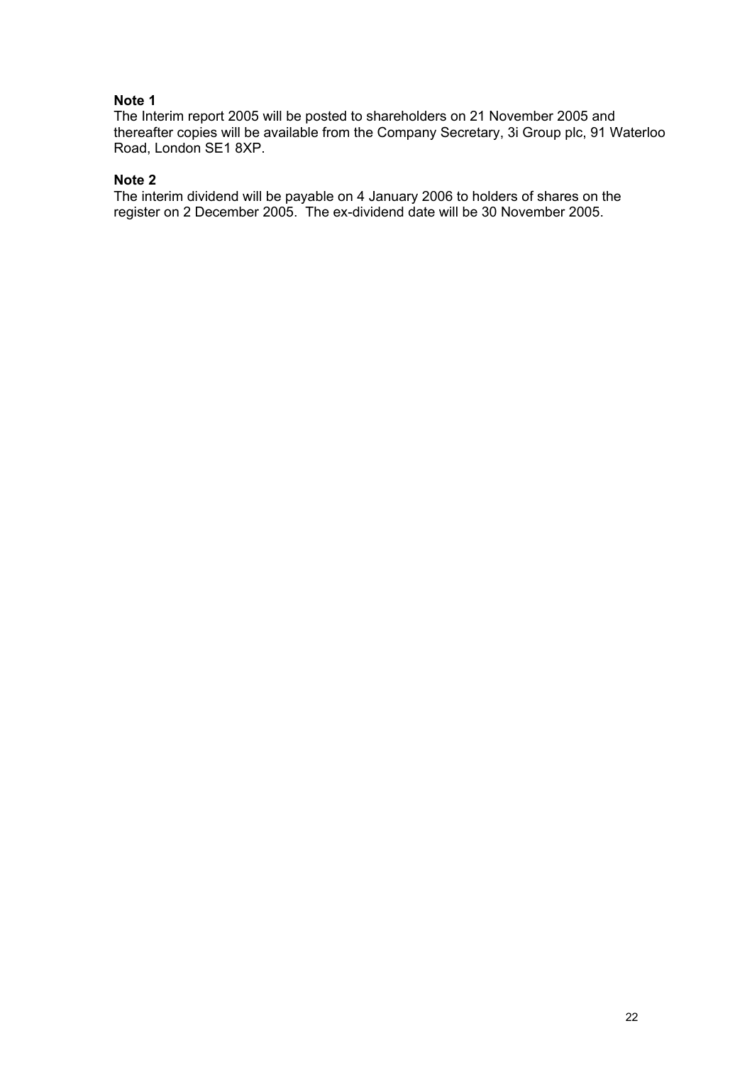**Note 1**

The Interim report 2005 will be posted to shareholders on 21 November 2005 and thereafter copies will be available from the Company Secretary, 3i Group plc, 91 Waterloo Road, London SE1 8XP.

**Note 2**

The interim dividend will be payable on 4 January 2006 to holders of shares on the register on 2 December 2005. The ex-dividend date will be 30 November 2005.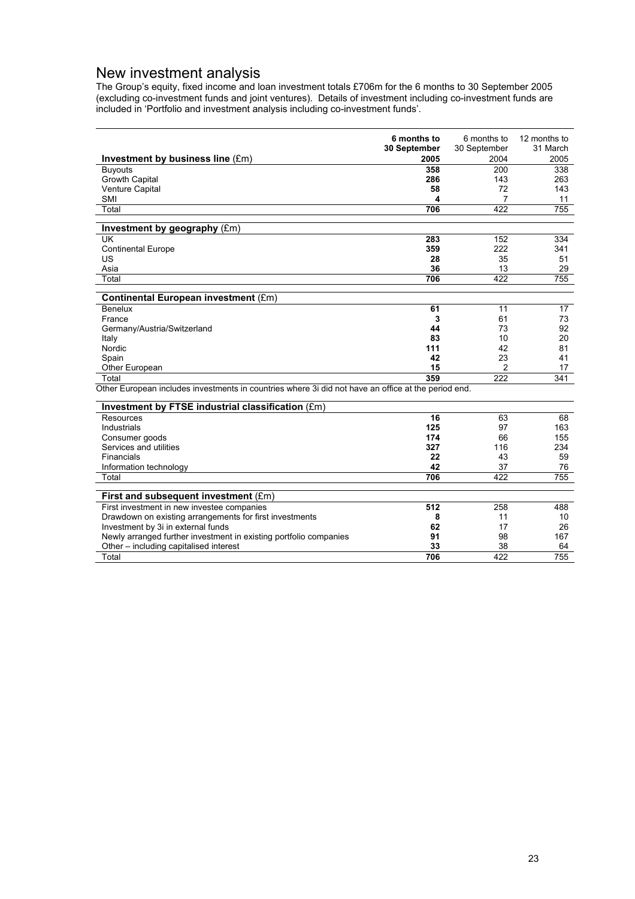# New investment analysis

The Group's equity, fixed income and loan investment totals £706m for the 6 months to 30 September 2005 (excluding co-investment funds and joint ventures). Details of investment including co-investment funds are included in 'Portfolio and investment analysis including co-investment funds'.

| Investment by business line (£m) | **6 months to 30 September 2005** | 6 months to 30 September 2004 | 12 months to 31 March 2005 |
|---|---|---|---|
| Buyouts | **358** | 200 | 338 |
| Growth Capital | **286** | 143 | 263 |
| Venture Capital | **58** | 72 | 143 |
| SMI | **4** | 7 | 11 |
| Total | **706** | 422 | 755 |

| Investment by geography (£m) | | | |
|---|---|---|---|
| UK | **283** | 152 | 334 |
| Continental Europe | **359** | 222 | 341 |
| US | **28** | 35 | 51 |
| Asia | **36** | 13 | 29 |
| Total | **706** | 422 | 755 |

| Continental European investment (£m) | | | |
|---|---|---|---|
| Benelux | **61** | 11 | 17 |
| France | **3** | 61 | 73 |
| Germany/Austria/Switzerland | **44** | 73 | 92 |
| Italy | **83** | 10 | 20 |
| Nordic | **111** | 42 | 81 |
| Spain | **42** | 23 | 41 |
| Other European | **15** | 2 | 17 |
| Total | **359** | 222 | 341 |

Other European includes investments in countries where 3i did not have an office at the period end.

| Investment by FTSE industrial classification (£m) | | | |
|---|---|---|---|
| Resources | **16** | 63 | 68 |
| Industrials | **125** | 97 | 163 |
| Consumer goods | **174** | 66 | 155 |
| Services and utilities | **327** | 116 | 234 |
| Financials | **22** | 43 | 59 |
| Information technology | **42** | 37 | 76 |
| Total | **706** | 422 | 755 |

| First and subsequent investment (£m) | | | |
|---|---|---|---|
| First investment in new investee companies | **512** | 258 | 488 |
| Drawdown on existing arrangements for first investments | **8** | 11 | 10 |
| Investment by 3i in external funds | **62** | 17 | 26 |
| Newly arranged further investment in existing portfolio companies | **91** | 98 | 167 |
| Other – including capitalised interest | **33** | 38 | 64 |
| Total | **706** | 422 | 755 |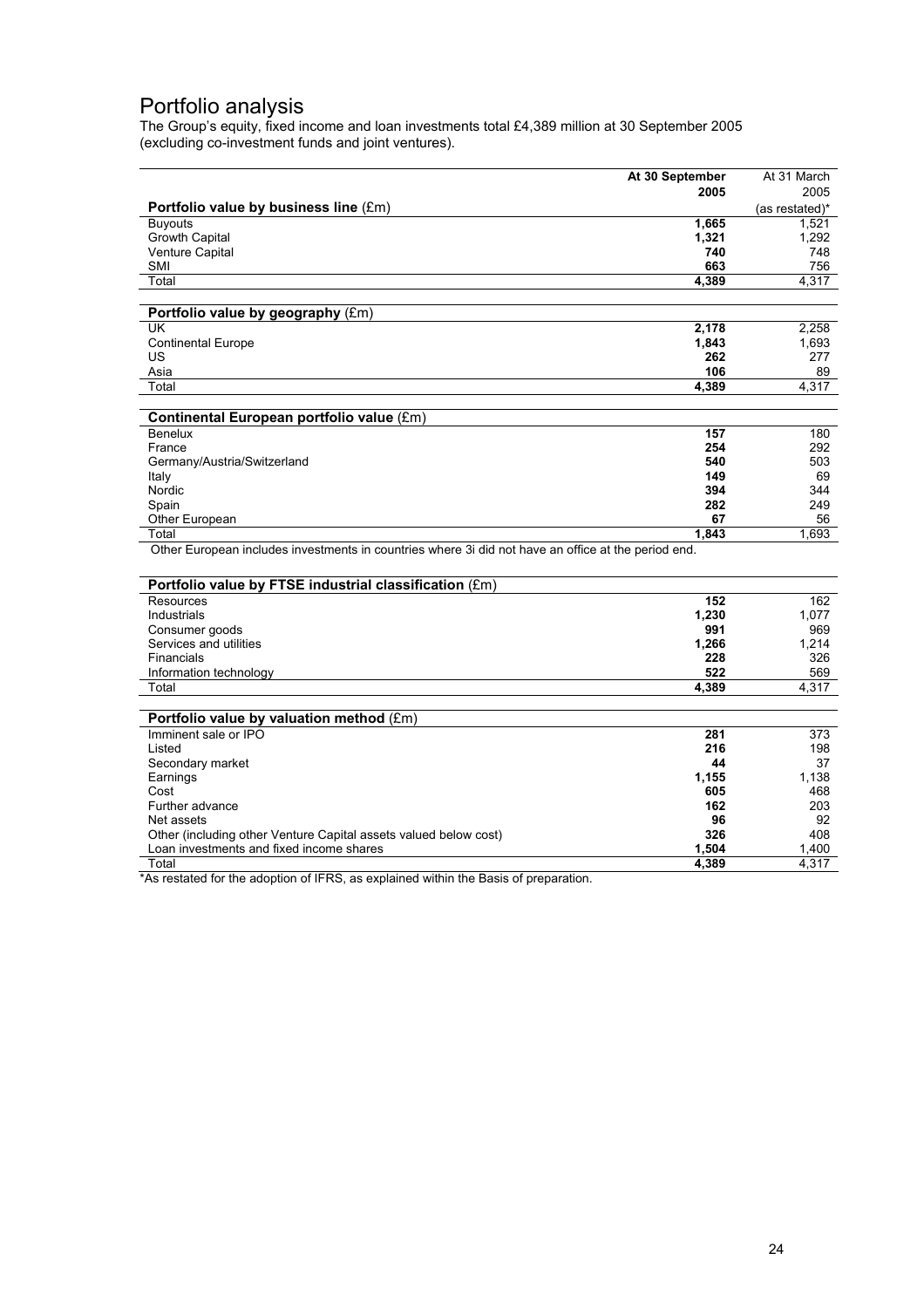# Portfolio analysis

The Group's equity, fixed income and loan investments total £4,389 million at 30 September 2005 (excluding co-investment funds and joint ventures).

| | At 30 September 2005 | At 31 March 2005 (as restated)* |
|---|---|---|
| **Portfolio value by business line** (£m) | | |
| Buyouts | **1,665** | 1,521 |
| Growth Capital | **1,321** | 1,292 |
| Venture Capital | **740** | 748 |
| SMI | **663** | 756 |
| Total | **4,389** | 4,317 |

| **Portfolio value by geography** (£m) | | |
|---|---|---|
| UK | **2,178** | 2,258 |
| Continental Europe | **1,843** | 1,693 |
| US | **262** | 277 |
| Asia | **106** | 89 |
| Total | **4,389** | 4,317 |

| **Continental European portfolio value** (£m) | | |
|---|---|---|
| Benelux | **157** | 180 |
| France | **254** | 292 |
| Germany/Austria/Switzerland | **540** | 503 |
| Italy | **149** | 69 |
| Nordic | **394** | 344 |
| Spain | **282** | 249 |
| Other European | **67** | 56 |
| Total | **1,843** | 1,693 |

Other European includes investments in countries where 3i did not have an office at the period end.

| **Portfolio value by FTSE industrial classification** (£m) | | |
|---|---|---|
| Resources | **152** | 162 |
| Industrials | **1,230** | 1,077 |
| Consumer goods | **991** | 969 |
| Services and utilities | **1,266** | 1,214 |
| Financials | **228** | 326 |
| Information technology | **522** | 569 |
| Total | **4,389** | 4,317 |

| **Portfolio value by valuation method** (£m) | | |
|---|---|---|
| Imminent sale or IPO | **281** | 373 |
| Listed | **216** | 198 |
| Secondary market | **44** | 37 |
| Earnings | **1,155** | 1,138 |
| Cost | **605** | 468 |
| Further advance | **162** | 203 |
| Net assets | **96** | 92 |
| Other (including other Venture Capital assets valued below cost) | **326** | 408 |
| Loan investments and fixed income shares | **1,504** | 1,400 |
| Total | **4,389** | 4,317 |

*As restated for the adoption of IFRS, as explained within the Basis of preparation.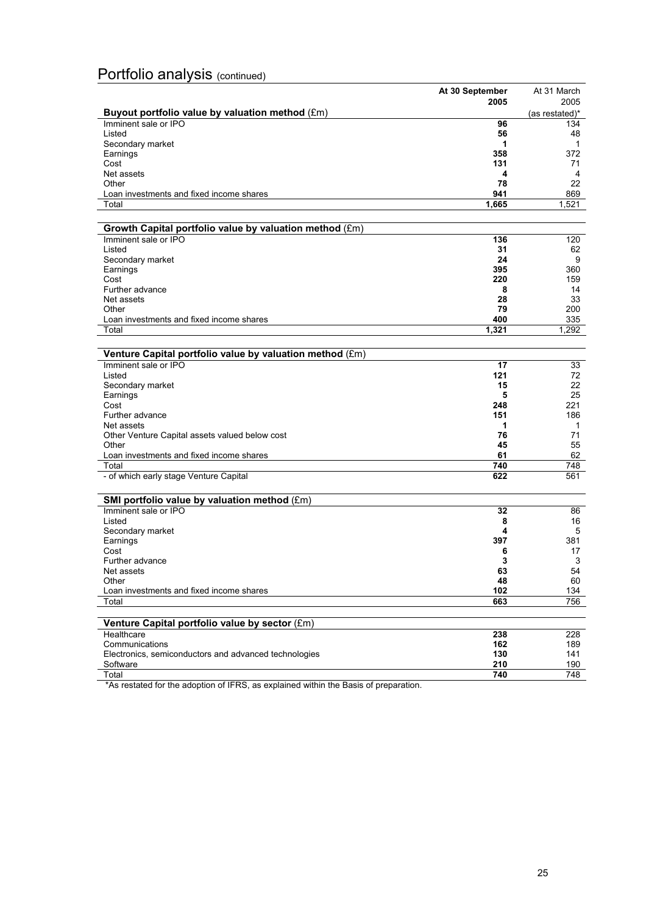# Portfolio analysis (continued)

| | At 30 September 2005 | At 31 March 2005 (as restated)* |
|---|---|---|
| **Buyout portfolio value by valuation method** (£m) | | |
| Imminent sale or IPO | **96** | 134 |
| Listed | **56** | 48 |
| Secondary market | **1** | 1 |
| Earnings | **358** | 372 |
| Cost | **131** | 71 |
| Net assets | **4** | 4 |
| Other | **78** | 22 |
| Loan investments and fixed income shares | **941** | 869 |
| Total | **1,665** | 1,521 |

| | | |
|---|---|---|
| **Growth Capital portfolio value by valuation method** (£m) | | |
| Imminent sale or IPO | **136** | 120 |
| Listed | **31** | 62 |
| Secondary market | **24** | 9 |
| Earnings | **395** | 360 |
| Cost | **220** | 159 |
| Further advance | **8** | 14 |
| Net assets | **28** | 33 |
| Other | **79** | 200 |
| Loan investments and fixed income shares | **400** | 335 |
| Total | **1,321** | 1,292 |

| | | |
|---|---|---|
| **Venture Capital portfolio value by valuation method** (£m) | | |
| Imminent sale or IPO | **17** | 33 |
| Listed | **121** | 72 |
| Secondary market | **15** | 22 |
| Earnings | **5** | 25 |
| Cost | **248** | 221 |
| Further advance | **151** | 186 |
| Net assets | **1** | 1 |
| Other Venture Capital assets valued below cost | **76** | 71 |
| Other | **45** | 55 |
| Loan investments and fixed income shares | **61** | 62 |
| Total | **740** | 748 |
| - of which early stage Venture Capital | **622** | 561 |

| | | |
|---|---|---|
| **SMI portfolio value by valuation method** (£m) | | |
| Imminent sale or IPO | **32** | 86 |
| Listed | **8** | 16 |
| Secondary market | **4** | 5 |
| Earnings | **397** | 381 |
| Cost | **6** | 17 |
| Further advance | **3** | 3 |
| Net assets | **63** | 54 |
| Other | **48** | 60 |
| Loan investments and fixed income shares | **102** | 134 |
| Total | **663** | 756 |

| | | |
|---|---|---|
| **Venture Capital portfolio value by sector** (£m) | | |
| Healthcare | **238** | 228 |
| Communications | **162** | 189 |
| Electronics, semiconductors and advanced technologies | **130** | 141 |
| Software | **210** | 190 |
| Total | **740** | 748 |

*As restated for the adoption of IFRS, as explained within the Basis of preparation.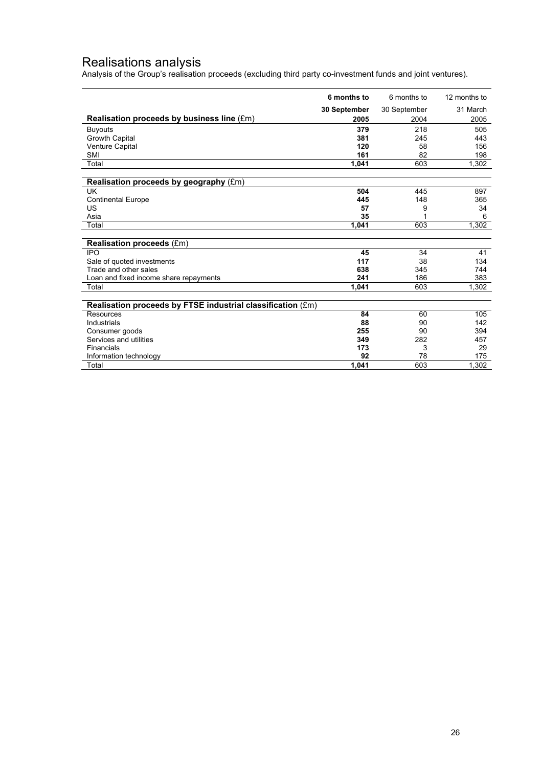# Realisations analysis

Analysis of the Group's realisation proceeds (excluding third party co-investment funds and joint ventures).

| Realisation proceeds by business line (£m) | 6 months to 30 September 2005 | 6 months to 30 September 2004 | 12 months to 31 March 2005 |
|---|---|---|---|
| Buyouts | **379** | 218 | 505 |
| Growth Capital | **381** | 245 | 443 |
| Venture Capital | **120** | 58 | 156 |
| SMI | **161** | 82 | 198 |
| Total | **1,041** | 603 | 1,302 |
| **Realisation proceeds by geography** (£m) | | | |
| UK | **504** | 445 | 897 |
| Continental Europe | **445** | 148 | 365 |
| US | **57** | 9 | 34 |
| Asia | **35** | 1 | 6 |
| Total | **1,041** | 603 | 1,302 |
| **Realisation proceeds** (£m) | | | |
| IPO | **45** | 34 | 41 |
| Sale of quoted investments | **117** | 38 | 134 |
| Trade and other sales | **638** | 345 | 744 |
| Loan and fixed income share repayments | **241** | 186 | 383 |
| Total | **1,041** | 603 | 1,302 |
| **Realisation proceeds by FTSE industrial classification** (£m) | | | |
| Resources | **84** | 60 | 105 |
| Industrials | **88** | 90 | 142 |
| Consumer goods | **255** | 90 | 394 |
| Services and utilities | **349** | 282 | 457 |
| Financials | **173** | 3 | 29 |
| Information technology | **92** | 78 | 175 |
| Total | **1,041** | 603 | 1,302 |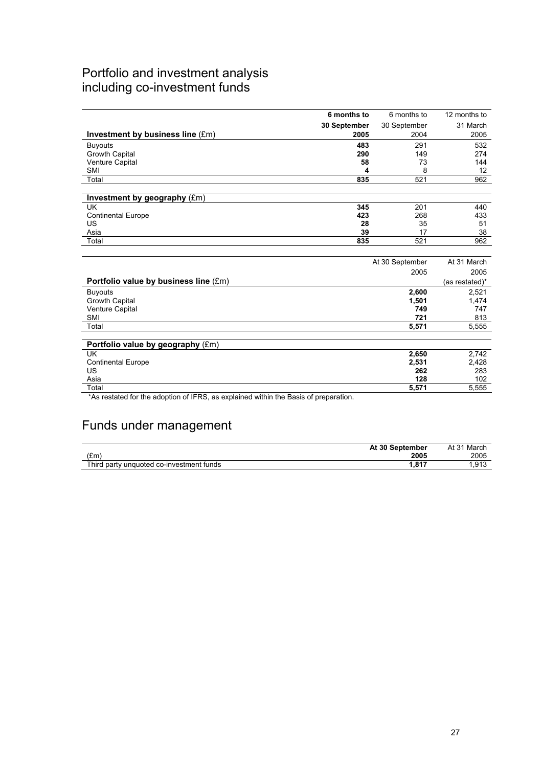# Portfolio and investment analysis including co-investment funds

| Investment by business line (£m) | **6 months to 30 September 2005** | 6 months to 30 September 2004 | 12 months to 31 March 2005 |
|---|---|---|---|
| Buyouts | **483** | 291 | 532 |
| Growth Capital | **290** | 149 | 274 |
| Venture Capital | **58** | 73 | 144 |
| SMI | **4** | 8 | 12 |
| Total | **835** | 521 | 962 |

| Investment by geography (£m) | | | |
|---|---|---|---|
| UK | **345** | 201 | 440 |
| Continental Europe | **423** | 268 | 433 |
| US | **28** | 35 | 51 |
| Asia | **39** | 17 | 38 |
| Total | **835** | 521 | 962 |

| Portfolio value by business line (£m) | At 30 September 2005 | At 31 March 2005 (as restated)* |
|---|---|---|
| Buyouts | **2,600** | 2,521 |
| Growth Capital | **1,501** | 1,474 |
| Venture Capital | **749** | 747 |
| SMI | **721** | 813 |
| Total | **5,571** | 5,555 |

| Portfolio value by geography (£m) | | |
|---|---|---|
| UK | **2,650** | 2,742 |
| Continental Europe | **2,531** | 2,428 |
| US | **262** | 283 |
| Asia | **128** | 102 |
| Total | **5,571** | 5,555 |

*As restated for the adoption of IFRS, as explained within the Basis of preparation.

# Funds under management

| (£m) | **At 30 September 2005** | At 31 March 2005 |
|---|---|---|
| Third party unquoted co-investment funds | **1,817** | 1,913 |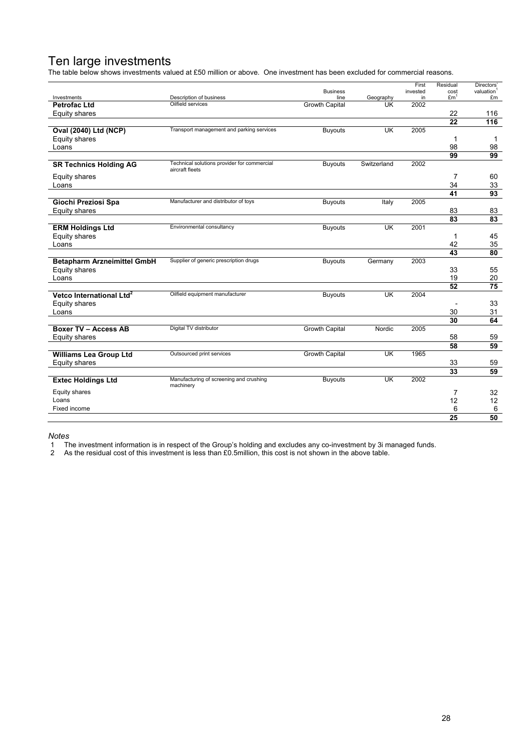# Ten large investments

The table below shows investments valued at £50 million or above. One investment has been excluded for commercial reasons.

| Investments | Description of business | Business line | Geography | First invested in | Residual cost £m[1] | Directors' valuation[1] £m |
|---|---|---|---|---|---|---|
| **Petrofac Ltd** | Oilfield services | Growth Capital | UK | 2002 | | |
| Equity shares | | | | | 22 | 116 |
| | | | | | **22** | **116** |
| **Oval (2040) Ltd (NCP)** | Transport management and parking services | Buyouts | UK | 2005 | | |
| Equity shares | | | | | 1 | 1 |
| Loans | | | | | 98 | 98 |
| | | | | | **99** | **99** |
| **SR Technics Holding AG** | Technical solutions provider for commercial aircraft fleets | Buyouts | Switzerland | 2002 | | |
| Equity shares | | | | | 7 | 60 |
| Loans | | | | | 34 | 33 |
| | | | | | **41** | **93** |
| **Giochi Preziosi Spa** | Manufacturer and distributor of toys | Buyouts | Italy | 2005 | | |
| Equity shares | | | | | 83 | 83 |
| | | | | | **83** | **83** |
| **ERM Holdings Ltd** | Environmental consultancy | Buyouts | UK | 2001 | | |
| Equity shares | | | | | 1 | 45 |
| Loans | | | | | 42 | 35 |
| | | | | | **43** | **80** |
| **Betapharm Arzneimittel GmbH** | Supplier of generic prescription drugs | Buyouts | Germany | 2003 | | |
| Equity shares | | | | | 33 | 55 |
| Loans | | | | | 19 | 20 |
| | | | | | **52** | **75** |
| **Vetco International Ltd[2]** | Oilfield equipment manufacturer | Buyouts | UK | 2004 | | |
| Equity shares | | | | | - | 33 |
| Loans | | | | | 30 | 31 |
| | | | | | **30** | **64** |
| **Boxer TV – Access AB** | Digital TV distributor | Growth Capital | Nordic | 2005 | | |
| Equity shares | | | | | 58 | 59 |
| | | | | | **58** | **59** |
| **Williams Lea Group Ltd** | Outsourced print services | Growth Capital | UK | 1965 | | |
| Equity shares | | | | | 33 | 59 |
| | | | | | **33** | **59** |
| **Extec Holdings Ltd** | Manufacturing of screening and crushing machinery | Buyouts | UK | 2002 | | |
| Equity shares | | | | | 7 | 32 |
| Loans | | | | | 12 | 12 |
| Fixed income | | | | | 6 | 6 |
| | | | | | **25** | **50** |

*Notes*

1. The investment information is in respect of the Group's holding and excludes any co-investment by 3i managed funds.
2. As the residual cost of this investment is less than £0.5million, this cost is not shown in the above table.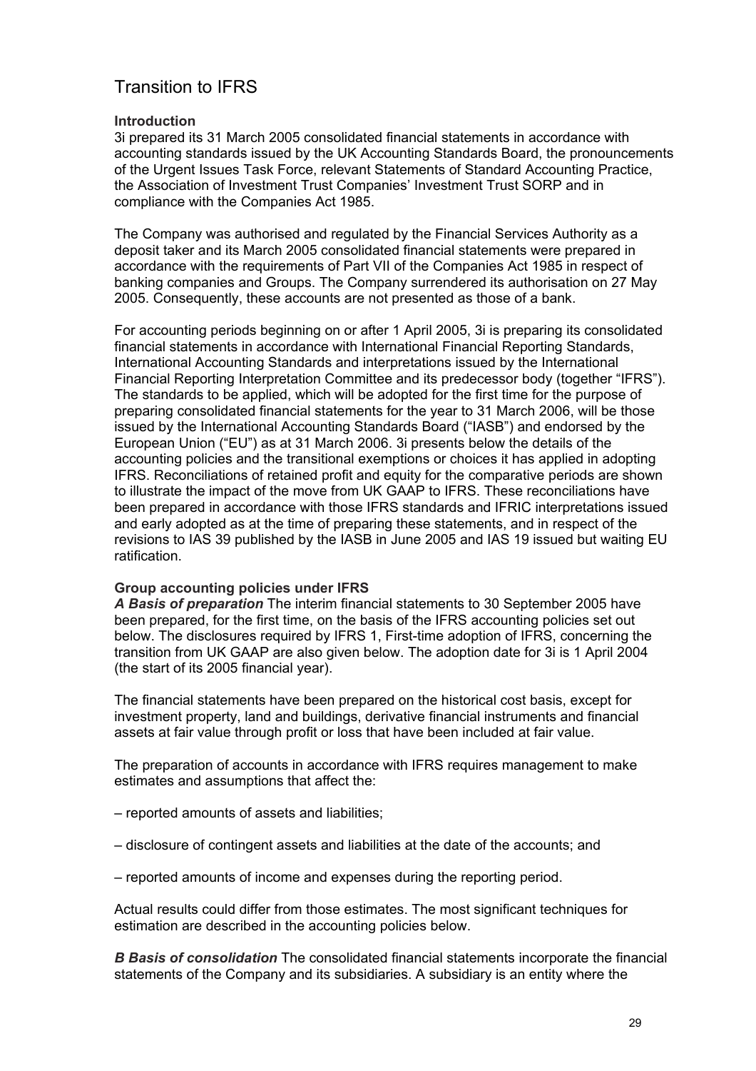# Transition to IFRS

**Introduction**

3i prepared its 31 March 2005 consolidated financial statements in accordance with accounting standards issued by the UK Accounting Standards Board, the pronouncements of the Urgent Issues Task Force, relevant Statements of Standard Accounting Practice, the Association of Investment Trust Companies' Investment Trust SORP and in compliance with the Companies Act 1985.

The Company was authorised and regulated by the Financial Services Authority as a deposit taker and its March 2005 consolidated financial statements were prepared in accordance with the requirements of Part VII of the Companies Act 1985 in respect of banking companies and Groups. The Company surrendered its authorisation on 27 May 2005. Consequently, these accounts are not presented as those of a bank.

For accounting periods beginning on or after 1 April 2005, 3i is preparing its consolidated financial statements in accordance with International Financial Reporting Standards, International Accounting Standards and interpretations issued by the International Financial Reporting Interpretation Committee and its predecessor body (together "IFRS"). The standards to be applied, which will be adopted for the first time for the purpose of preparing consolidated financial statements for the year to 31 March 2006, will be those issued by the International Accounting Standards Board ("IASB") and endorsed by the European Union ("EU") as at 31 March 2006. 3i presents below the details of the accounting policies and the transitional exemptions or choices it has applied in adopting IFRS. Reconciliations of retained profit and equity for the comparative periods are shown to illustrate the impact of the move from UK GAAP to IFRS. These reconciliations have been prepared in accordance with those IFRS standards and IFRIC interpretations issued and early adopted as at the time of preparing these statements, and in respect of the revisions to IAS 39 published by the IASB in June 2005 and IAS 19 issued but waiting EU ratification.

**Group accounting policies under IFRS**

***A Basis of preparation*** The interim financial statements to 30 September 2005 have been prepared, for the first time, on the basis of the IFRS accounting policies set out below. The disclosures required by IFRS 1, First-time adoption of IFRS, concerning the transition from UK GAAP are also given below. The adoption date for 3i is 1 April 2004 (the start of its 2005 financial year).

The financial statements have been prepared on the historical cost basis, except for investment property, land and buildings, derivative financial instruments and financial assets at fair value through profit or loss that have been included at fair value.

The preparation of accounts in accordance with IFRS requires management to make estimates and assumptions that affect the:

– reported amounts of assets and liabilities;

– disclosure of contingent assets and liabilities at the date of the accounts; and

– reported amounts of income and expenses during the reporting period.

Actual results could differ from those estimates. The most significant techniques for estimation are described in the accounting policies below.

***B Basis of consolidation*** The consolidated financial statements incorporate the financial statements of the Company and its subsidiaries. A subsidiary is an entity where the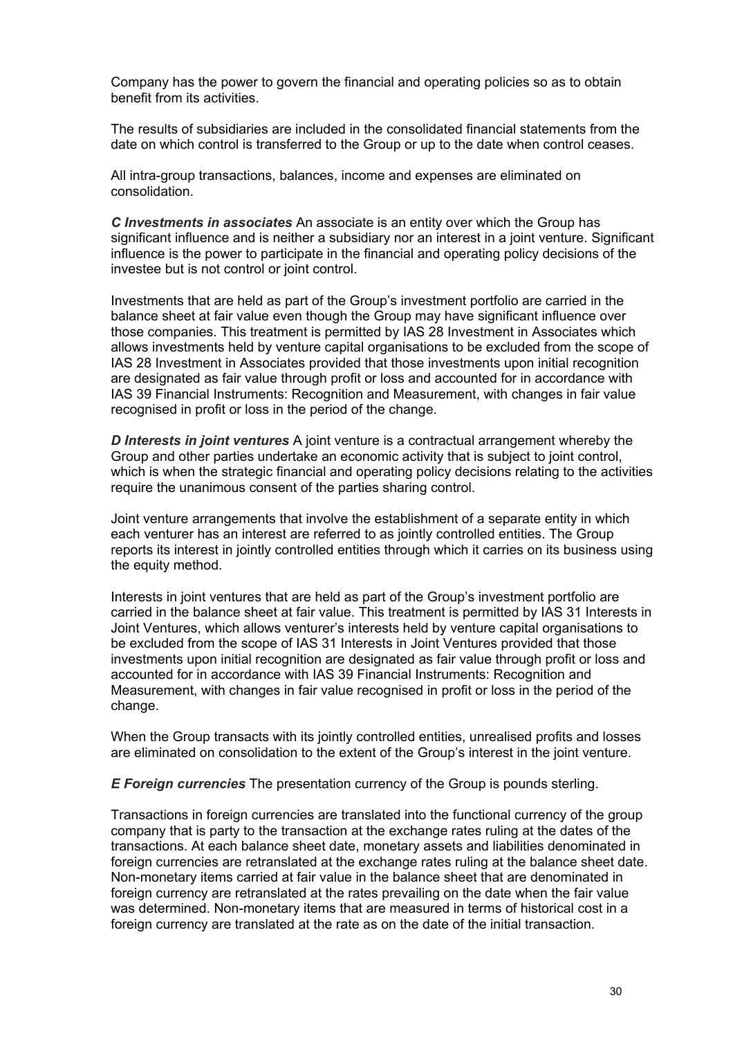Company has the power to govern the financial and operating policies so as to obtain benefit from its activities.

The results of subsidiaries are included in the consolidated financial statements from the date on which control is transferred to the Group or up to the date when control ceases.

All intra-group transactions, balances, income and expenses are eliminated on consolidation.

***C Investments in associates*** An associate is an entity over which the Group has significant influence and is neither a subsidiary nor an interest in a joint venture. Significant influence is the power to participate in the financial and operating policy decisions of the investee but is not control or joint control.

Investments that are held as part of the Group's investment portfolio are carried in the balance sheet at fair value even though the Group may have significant influence over those companies. This treatment is permitted by IAS 28 Investment in Associates which allows investments held by venture capital organisations to be excluded from the scope of IAS 28 Investment in Associates provided that those investments upon initial recognition are designated as fair value through profit or loss and accounted for in accordance with IAS 39 Financial Instruments: Recognition and Measurement, with changes in fair value recognised in profit or loss in the period of the change.

***D Interests in joint ventures*** A joint venture is a contractual arrangement whereby the Group and other parties undertake an economic activity that is subject to joint control, which is when the strategic financial and operating policy decisions relating to the activities require the unanimous consent of the parties sharing control.

Joint venture arrangements that involve the establishment of a separate entity in which each venturer has an interest are referred to as jointly controlled entities. The Group reports its interest in jointly controlled entities through which it carries on its business using the equity method.

Interests in joint ventures that are held as part of the Group's investment portfolio are carried in the balance sheet at fair value. This treatment is permitted by IAS 31 Interests in Joint Ventures, which allows venturer's interests held by venture capital organisations to be excluded from the scope of IAS 31 Interests in Joint Ventures provided that those investments upon initial recognition are designated as fair value through profit or loss and accounted for in accordance with IAS 39 Financial Instruments: Recognition and Measurement, with changes in fair value recognised in profit or loss in the period of the change.

When the Group transacts with its jointly controlled entities, unrealised profits and losses are eliminated on consolidation to the extent of the Group's interest in the joint venture.

***E Foreign currencies*** The presentation currency of the Group is pounds sterling.

Transactions in foreign currencies are translated into the functional currency of the group company that is party to the transaction at the exchange rates ruling at the dates of the transactions. At each balance sheet date, monetary assets and liabilities denominated in foreign currencies are retranslated at the exchange rates ruling at the balance sheet date. Non-monetary items carried at fair value in the balance sheet that are denominated in foreign currency are retranslated at the rates prevailing on the date when the fair value was determined. Non-monetary items that are measured in terms of historical cost in a foreign currency are translated at the rate as on the date of the initial transaction.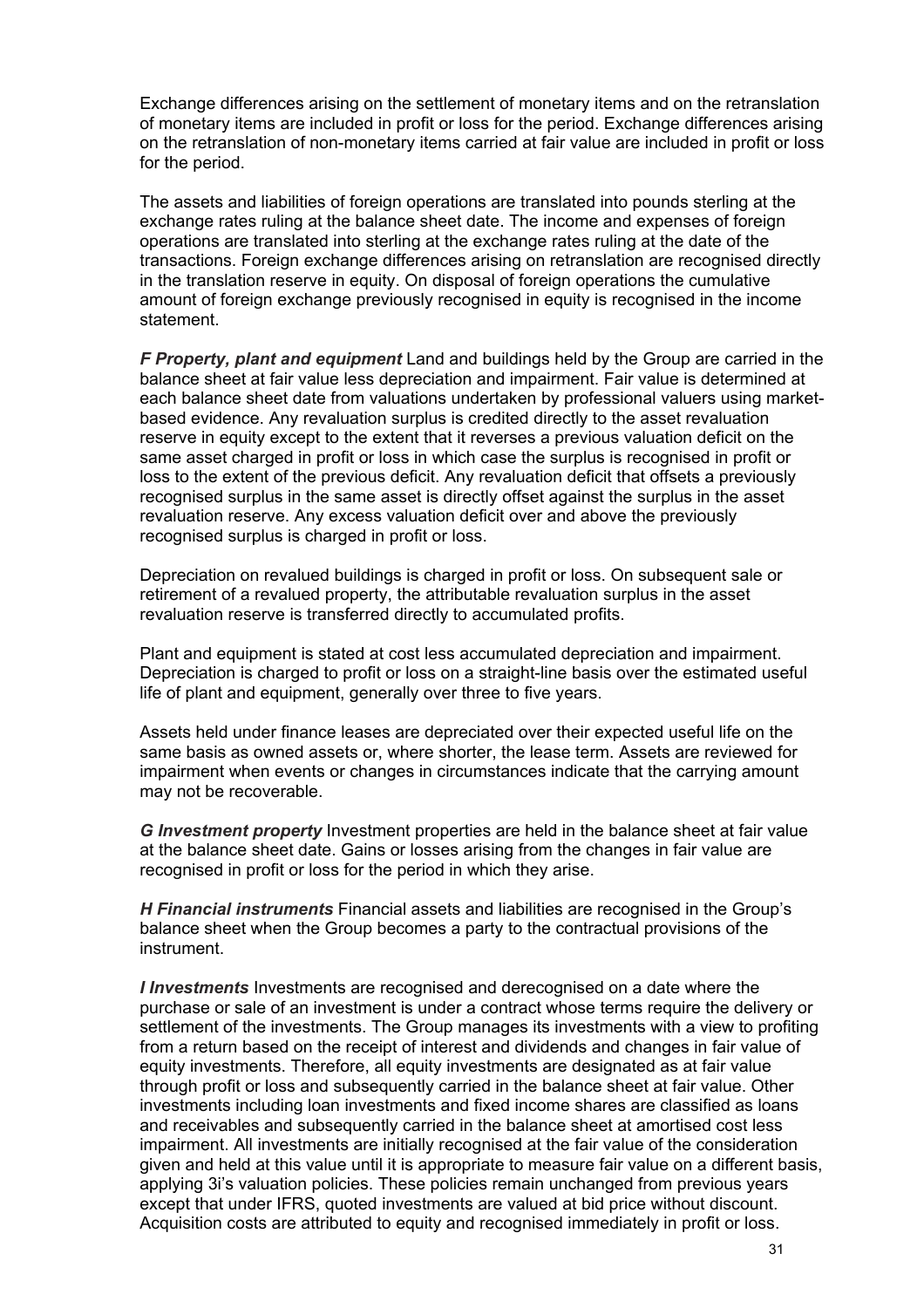Exchange differences arising on the settlement of monetary items and on the retranslation of monetary items are included in profit or loss for the period. Exchange differences arising on the retranslation of non-monetary items carried at fair value are included in profit or loss for the period.

The assets and liabilities of foreign operations are translated into pounds sterling at the exchange rates ruling at the balance sheet date. The income and expenses of foreign operations are translated into sterling at the exchange rates ruling at the date of the transactions. Foreign exchange differences arising on retranslation are recognised directly in the translation reserve in equity. On disposal of foreign operations the cumulative amount of foreign exchange previously recognised in equity is recognised in the income statement.

***F Property, plant and equipment*** Land and buildings held by the Group are carried in the balance sheet at fair value less depreciation and impairment. Fair value is determined at each balance sheet date from valuations undertaken by professional valuers using market-based evidence. Any revaluation surplus is credited directly to the asset revaluation reserve in equity except to the extent that it reverses a previous valuation deficit on the same asset charged in profit or loss in which case the surplus is recognised in profit or loss to the extent of the previous deficit. Any revaluation deficit that offsets a previously recognised surplus in the same asset is directly offset against the surplus in the asset revaluation reserve. Any excess valuation deficit over and above the previously recognised surplus is charged in profit or loss.

Depreciation on revalued buildings is charged in profit or loss. On subsequent sale or retirement of a revalued property, the attributable revaluation surplus in the asset revaluation reserve is transferred directly to accumulated profits.

Plant and equipment is stated at cost less accumulated depreciation and impairment. Depreciation is charged to profit or loss on a straight-line basis over the estimated useful life of plant and equipment, generally over three to five years.

Assets held under finance leases are depreciated over their expected useful life on the same basis as owned assets or, where shorter, the lease term. Assets are reviewed for impairment when events or changes in circumstances indicate that the carrying amount may not be recoverable.

***G Investment property*** Investment properties are held in the balance sheet at fair value at the balance sheet date. Gains or losses arising from the changes in fair value are recognised in profit or loss for the period in which they arise.

***H Financial instruments*** Financial assets and liabilities are recognised in the Group's balance sheet when the Group becomes a party to the contractual provisions of the instrument.

***I Investments*** Investments are recognised and derecognised on a date where the purchase or sale of an investment is under a contract whose terms require the delivery or settlement of the investments. The Group manages its investments with a view to profiting from a return based on the receipt of interest and dividends and changes in fair value of equity investments. Therefore, all equity investments are designated as at fair value through profit or loss and subsequently carried in the balance sheet at fair value. Other investments including loan investments and fixed income shares are classified as loans and receivables and subsequently carried in the balance sheet at amortised cost less impairment. All investments are initially recognised at the fair value of the consideration given and held at this value until it is appropriate to measure fair value on a different basis, applying 3i's valuation policies. These policies remain unchanged from previous years except that under IFRS, quoted investments are valued at bid price without discount. Acquisition costs are attributed to equity and recognised immediately in profit or loss.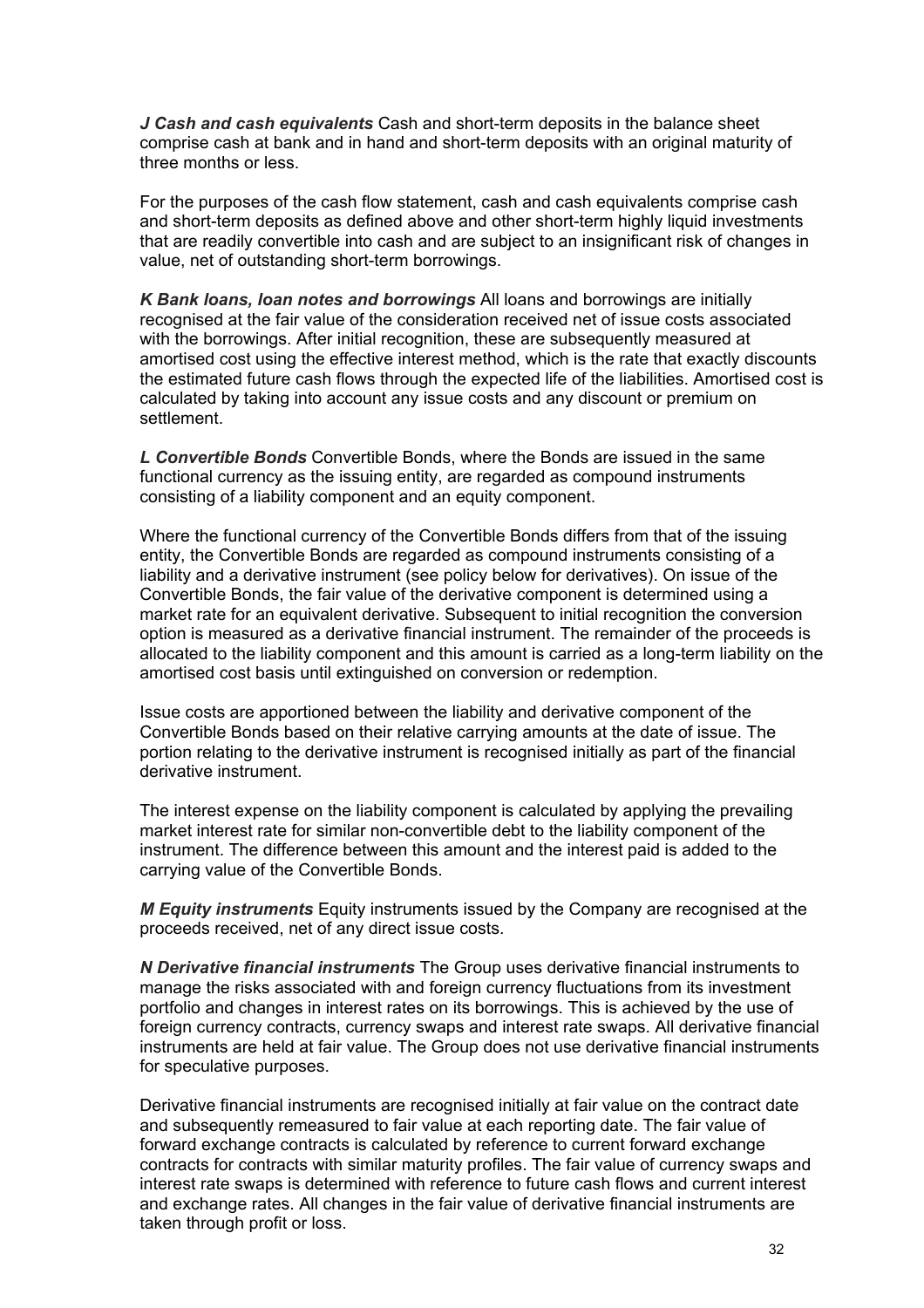***J Cash and cash equivalents*** Cash and short-term deposits in the balance sheet comprise cash at bank and in hand and short-term deposits with an original maturity of three months or less.

For the purposes of the cash flow statement, cash and cash equivalents comprise cash and short-term deposits as defined above and other short-term highly liquid investments that are readily convertible into cash and are subject to an insignificant risk of changes in value, net of outstanding short-term borrowings.

***K Bank loans, loan notes and borrowings*** All loans and borrowings are initially recognised at the fair value of the consideration received net of issue costs associated with the borrowings. After initial recognition, these are subsequently measured at amortised cost using the effective interest method, which is the rate that exactly discounts the estimated future cash flows through the expected life of the liabilities. Amortised cost is calculated by taking into account any issue costs and any discount or premium on settlement.

***L Convertible Bonds*** Convertible Bonds, where the Bonds are issued in the same functional currency as the issuing entity, are regarded as compound instruments consisting of a liability component and an equity component.

Where the functional currency of the Convertible Bonds differs from that of the issuing entity, the Convertible Bonds are regarded as compound instruments consisting of a liability and a derivative instrument (see policy below for derivatives). On issue of the Convertible Bonds, the fair value of the derivative component is determined using a market rate for an equivalent derivative. Subsequent to initial recognition the conversion option is measured as a derivative financial instrument. The remainder of the proceeds is allocated to the liability component and this amount is carried as a long-term liability on the amortised cost basis until extinguished on conversion or redemption.

Issue costs are apportioned between the liability and derivative component of the Convertible Bonds based on their relative carrying amounts at the date of issue. The portion relating to the derivative instrument is recognised initially as part of the financial derivative instrument.

The interest expense on the liability component is calculated by applying the prevailing market interest rate for similar non-convertible debt to the liability component of the instrument. The difference between this amount and the interest paid is added to the carrying value of the Convertible Bonds.

***M Equity instruments*** Equity instruments issued by the Company are recognised at the proceeds received, net of any direct issue costs.

***N Derivative financial instruments*** The Group uses derivative financial instruments to manage the risks associated with and foreign currency fluctuations from its investment portfolio and changes in interest rates on its borrowings. This is achieved by the use of foreign currency contracts, currency swaps and interest rate swaps. All derivative financial instruments are held at fair value. The Group does not use derivative financial instruments for speculative purposes.

Derivative financial instruments are recognised initially at fair value on the contract date and subsequently remeasured to fair value at each reporting date. The fair value of forward exchange contracts is calculated by reference to current forward exchange contracts for contracts with similar maturity profiles. The fair value of currency swaps and interest rate swaps is determined with reference to future cash flows and current interest and exchange rates. All changes in the fair value of derivative financial instruments are taken through profit or loss.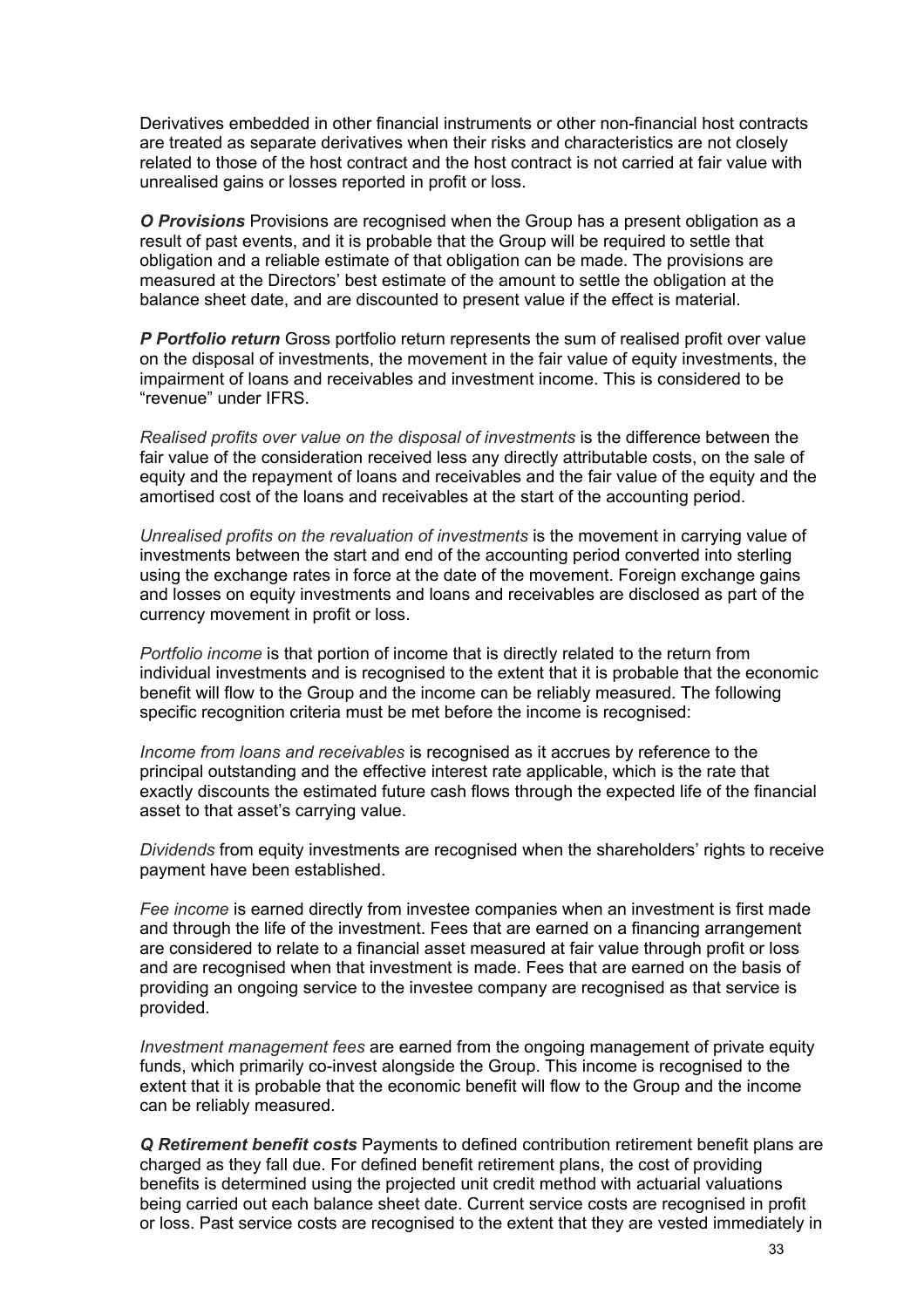Derivatives embedded in other financial instruments or other non-financial host contracts are treated as separate derivatives when their risks and characteristics are not closely related to those of the host contract and the host contract is not carried at fair value with unrealised gains or losses reported in profit or loss.

***O Provisions*** Provisions are recognised when the Group has a present obligation as a result of past events, and it is probable that the Group will be required to settle that obligation and a reliable estimate of that obligation can be made. The provisions are measured at the Directors' best estimate of the amount to settle the obligation at the balance sheet date, and are discounted to present value if the effect is material.

***P Portfolio return*** Gross portfolio return represents the sum of realised profit over value on the disposal of investments, the movement in the fair value of equity investments, the impairment of loans and receivables and investment income. This is considered to be "revenue" under IFRS.

*Realised profits over value on the disposal of investments* is the difference between the fair value of the consideration received less any directly attributable costs, on the sale of equity and the repayment of loans and receivables and the fair value of the equity and the amortised cost of the loans and receivables at the start of the accounting period.

*Unrealised profits on the revaluation of investments* is the movement in carrying value of investments between the start and end of the accounting period converted into sterling using the exchange rates in force at the date of the movement. Foreign exchange gains and losses on equity investments and loans and receivables are disclosed as part of the currency movement in profit or loss.

*Portfolio income* is that portion of income that is directly related to the return from individual investments and is recognised to the extent that it is probable that the economic benefit will flow to the Group and the income can be reliably measured. The following specific recognition criteria must be met before the income is recognised:

*Income from loans and receivables* is recognised as it accrues by reference to the principal outstanding and the effective interest rate applicable, which is the rate that exactly discounts the estimated future cash flows through the expected life of the financial asset to that asset's carrying value.

*Dividends* from equity investments are recognised when the shareholders' rights to receive payment have been established.

*Fee income* is earned directly from investee companies when an investment is first made and through the life of the investment. Fees that are earned on a financing arrangement are considered to relate to a financial asset measured at fair value through profit or loss and are recognised when that investment is made. Fees that are earned on the basis of providing an ongoing service to the investee company are recognised as that service is provided.

*Investment management fees* are earned from the ongoing management of private equity funds, which primarily co-invest alongside the Group. This income is recognised to the extent that it is probable that the economic benefit will flow to the Group and the income can be reliably measured.

***Q Retirement benefit costs*** Payments to defined contribution retirement benefit plans are charged as they fall due. For defined benefit retirement plans, the cost of providing benefits is determined using the projected unit credit method with actuarial valuations being carried out each balance sheet date. Current service costs are recognised in profit or loss. Past service costs are recognised to the extent that they are vested immediately in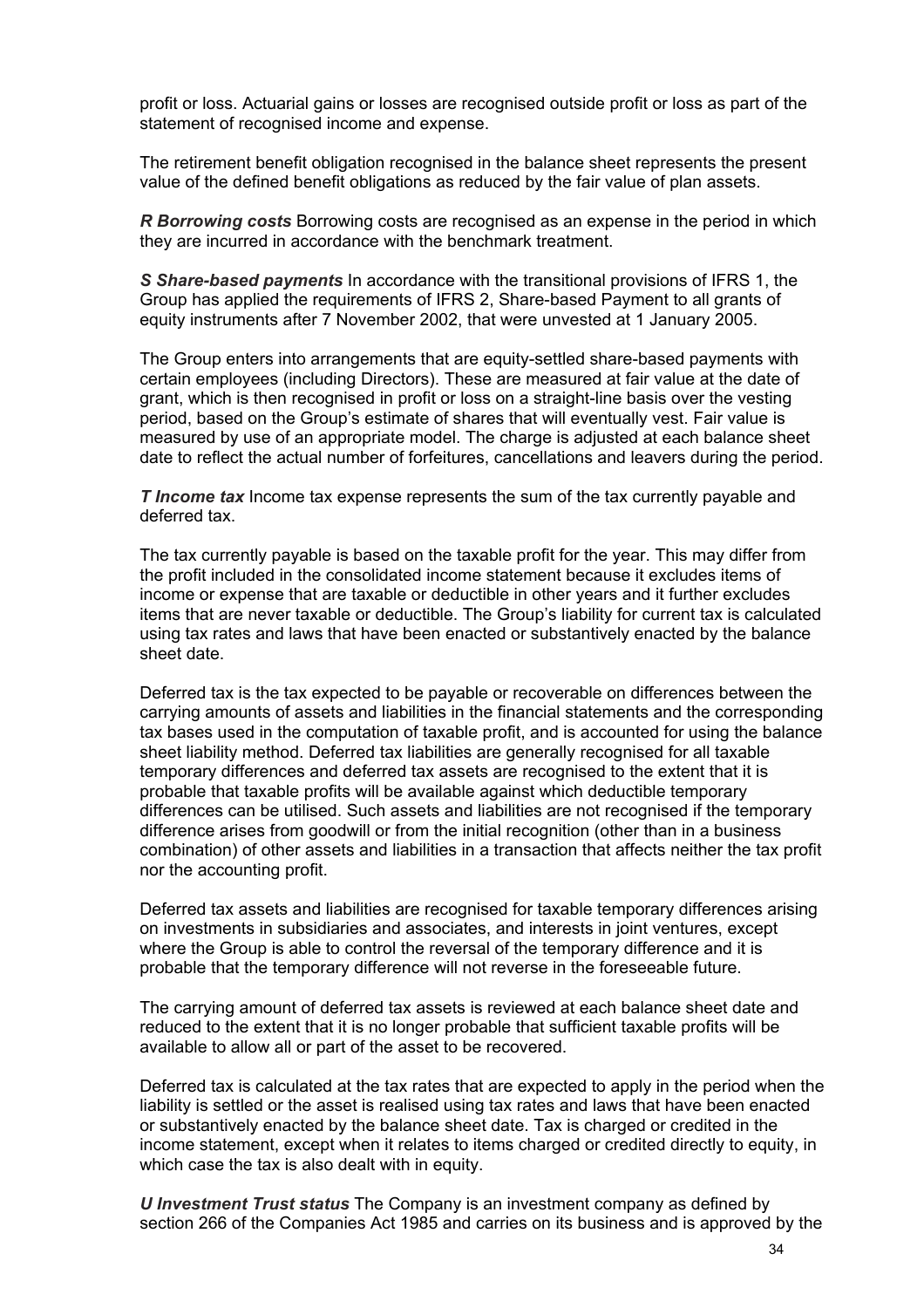profit or loss. Actuarial gains or losses are recognised outside profit or loss as part of the statement of recognised income and expense.

The retirement benefit obligation recognised in the balance sheet represents the present value of the defined benefit obligations as reduced by the fair value of plan assets.

***R Borrowing costs*** Borrowing costs are recognised as an expense in the period in which they are incurred in accordance with the benchmark treatment.

***S Share-based payments*** In accordance with the transitional provisions of IFRS 1, the Group has applied the requirements of IFRS 2, Share-based Payment to all grants of equity instruments after 7 November 2002, that were unvested at 1 January 2005.

The Group enters into arrangements that are equity-settled share-based payments with certain employees (including Directors). These are measured at fair value at the date of grant, which is then recognised in profit or loss on a straight-line basis over the vesting period, based on the Group's estimate of shares that will eventually vest. Fair value is measured by use of an appropriate model. The charge is adjusted at each balance sheet date to reflect the actual number of forfeitures, cancellations and leavers during the period.

***T Income tax*** Income tax expense represents the sum of the tax currently payable and deferred tax.

The tax currently payable is based on the taxable profit for the year. This may differ from the profit included in the consolidated income statement because it excludes items of income or expense that are taxable or deductible in other years and it further excludes items that are never taxable or deductible. The Group's liability for current tax is calculated using tax rates and laws that have been enacted or substantively enacted by the balance sheet date.

Deferred tax is the tax expected to be payable or recoverable on differences between the carrying amounts of assets and liabilities in the financial statements and the corresponding tax bases used in the computation of taxable profit, and is accounted for using the balance sheet liability method. Deferred tax liabilities are generally recognised for all taxable temporary differences and deferred tax assets are recognised to the extent that it is probable that taxable profits will be available against which deductible temporary differences can be utilised. Such assets and liabilities are not recognised if the temporary difference arises from goodwill or from the initial recognition (other than in a business combination) of other assets and liabilities in a transaction that affects neither the tax profit nor the accounting profit.

Deferred tax assets and liabilities are recognised for taxable temporary differences arising on investments in subsidiaries and associates, and interests in joint ventures, except where the Group is able to control the reversal of the temporary difference and it is probable that the temporary difference will not reverse in the foreseeable future.

The carrying amount of deferred tax assets is reviewed at each balance sheet date and reduced to the extent that it is no longer probable that sufficient taxable profits will be available to allow all or part of the asset to be recovered.

Deferred tax is calculated at the tax rates that are expected to apply in the period when the liability is settled or the asset is realised using tax rates and laws that have been enacted or substantively enacted by the balance sheet date. Tax is charged or credited in the income statement, except when it relates to items charged or credited directly to equity, in which case the tax is also dealt with in equity.

***U Investment Trust status*** The Company is an investment company as defined by section 266 of the Companies Act 1985 and carries on its business and is approved by the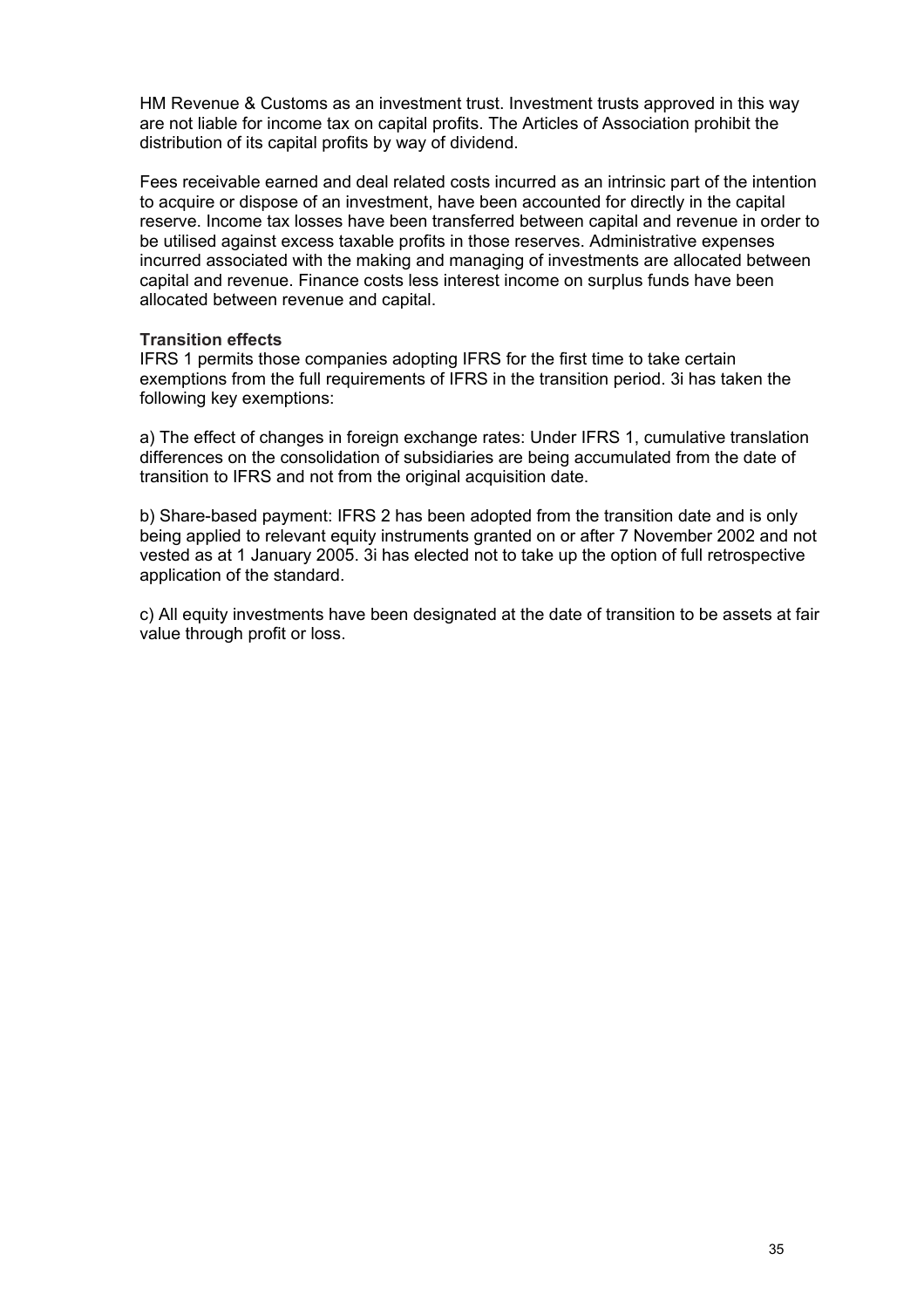HM Revenue & Customs as an investment trust. Investment trusts approved in this way are not liable for income tax on capital profits. The Articles of Association prohibit the distribution of its capital profits by way of dividend.

Fees receivable earned and deal related costs incurred as an intrinsic part of the intention to acquire or dispose of an investment, have been accounted for directly in the capital reserve. Income tax losses have been transferred between capital and revenue in order to be utilised against excess taxable profits in those reserves. Administrative expenses incurred associated with the making and managing of investments are allocated between capital and revenue. Finance costs less interest income on surplus funds have been allocated between revenue and capital.

**Transition effects**

IFRS 1 permits those companies adopting IFRS for the first time to take certain exemptions from the full requirements of IFRS in the transition period. 3i has taken the following key exemptions:

a) The effect of changes in foreign exchange rates: Under IFRS 1, cumulative translation differences on the consolidation of subsidiaries are being accumulated from the date of transition to IFRS and not from the original acquisition date.

b) Share-based payment: IFRS 2 has been adopted from the transition date and is only being applied to relevant equity instruments granted on or after 7 November 2002 and not vested as at 1 January 2005. 3i has elected not to take up the option of full retrospective application of the standard.

c) All equity investments have been designated at the date of transition to be assets at fair value through profit or loss.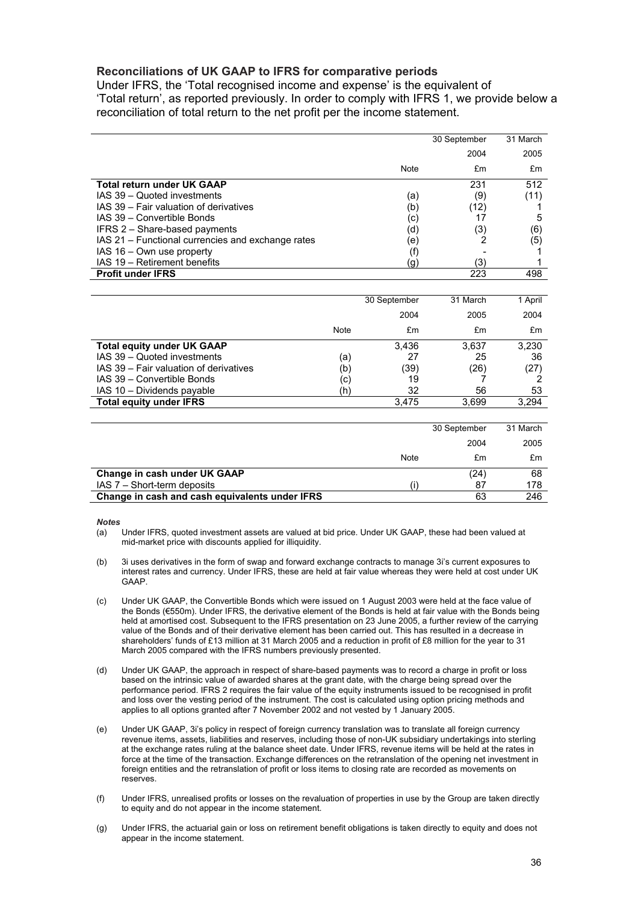## Reconciliations of UK GAAP to IFRS for comparative periods

Under IFRS, the 'Total recognised income and expense' is the equivalent of 'Total return', as reported previously. In order to comply with IFRS 1, we provide below a reconciliation of total return to the net profit per the income statement.

| | Note | 30 September 2004 £m | 31 March 2005 £m |
|---|---|---|---|
| **Total return under UK GAAP** | | 231 | 512 |
| IAS 39 – Quoted investments | (a) | (9) | (11) |
| IAS 39 – Fair valuation of derivatives | (b) | (12) | 1 |
| IAS 39 – Convertible Bonds | (c) | 17 | 5 |
| IFRS 2 – Share-based payments | (d) | (3) | (6) |
| IAS 21 – Functional currencies and exchange rates | (e) | 2 | (5) |
| IAS 16 – Own use property | (f) | - | 1 |
| IAS 19 – Retirement benefits | (g) | (3) | 1 |
| **Profit under IFRS** | | 223 | 498 |

| | Note | 30 September 2004 £m | 31 March 2005 £m | 1 April 2004 £m |
|---|---|---|---|---|
| **Total equity under UK GAAP** | | 3,436 | 3,637 | 3,230 |
| IAS 39 – Quoted investments | (a) | 27 | 25 | 36 |
| IAS 39 – Fair valuation of derivatives | (b) | (39) | (26) | (27) |
| IAS 39 – Convertible Bonds | (c) | 19 | 7 | 2 |
| IAS 10 – Dividends payable | (h) | 32 | 56 | 53 |
| **Total equity under IFRS** | | 3,475 | 3,699 | 3,294 |

| | Note | 30 September 2004 £m | 31 March 2005 £m |
|---|---|---|---|
| **Change in cash under UK GAAP** | | (24) | 68 |
| IAS 7 – Short-term deposits | (i) | 87 | 178 |
| **Change in cash and cash equivalents under IFRS** | | 63 | 246 |

*Notes*

(a) Under IFRS, quoted investment assets are valued at bid price. Under UK GAAP, these had been valued at mid-market price with discounts applied for illiquidity.

(b) 3i uses derivatives in the form of swap and forward exchange contracts to manage 3i's current exposures to interest rates and currency. Under IFRS, these are held at fair value whereas they were held at cost under UK GAAP.

(c) Under UK GAAP, the Convertible Bonds which were issued on 1 August 2003 were held at the face value of the Bonds (€550m). Under IFRS, the derivative element of the Bonds is held at fair value with the Bonds being held at amortised cost. Subsequent to the IFRS presentation on 23 June 2005, a further review of the carrying value of the Bonds and of their derivative element has been carried out. This has resulted in a decrease in shareholders' funds of £13 million at 31 March 2005 and a reduction in profit of £8 million for the year to 31 March 2005 compared with the IFRS numbers previously presented.

(d) Under UK GAAP, the approach in respect of share-based payments was to record a charge in profit or loss based on the intrinsic value of awarded shares at the grant date, with the charge being spread over the performance period. IFRS 2 requires the fair value of the equity instruments issued to be recognised in profit and loss over the vesting period of the instrument. The cost is calculated using option pricing methods and applies to all options granted after 7 November 2002 and not vested by 1 January 2005.

(e) Under UK GAAP, 3i's policy in respect of foreign currency translation was to translate all foreign currency revenue items, assets, liabilities and reserves, including those of non-UK subsidiary undertakings into sterling at the exchange rates ruling at the balance sheet date. Under IFRS, revenue items will be held at the rates in force at the time of the transaction. Exchange differences on the retranslation of the opening net investment in foreign entities and the retranslation of profit or loss items to closing rate are recorded as movements on reserves.

(f) Under IFRS, unrealised profits or losses on the revaluation of properties in use by the Group are taken directly to equity and do not appear in the income statement.

(g) Under IFRS, the actuarial gain or loss on retirement benefit obligations is taken directly to equity and does not appear in the income statement.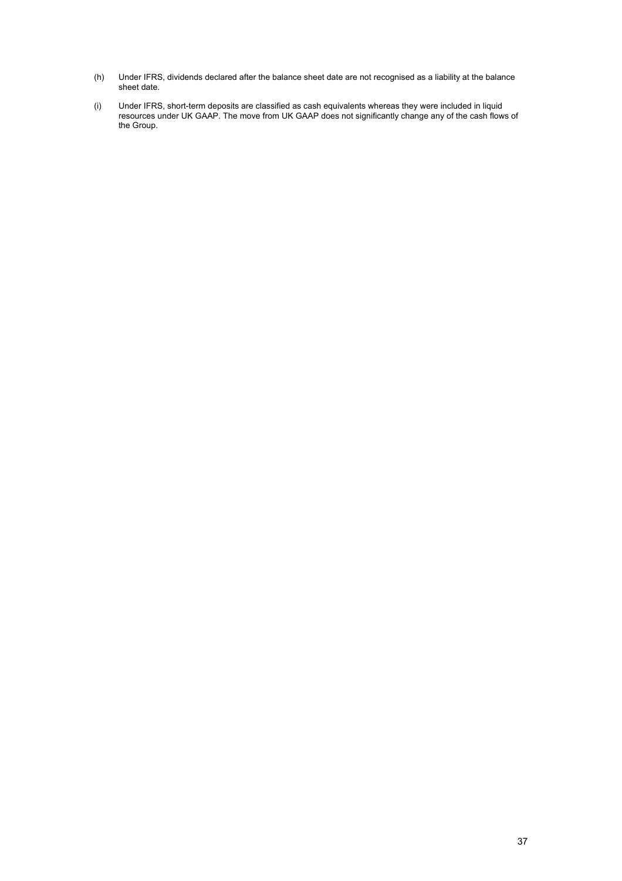(h) Under IFRS, dividends declared after the balance sheet date are not recognised as a liability at the balance sheet date.

(i) Under IFRS, short-term deposits are classified as cash equivalents whereas they were included in liquid resources under UK GAAP. The move from UK GAAP does not significantly change any of the cash flows of the Group.